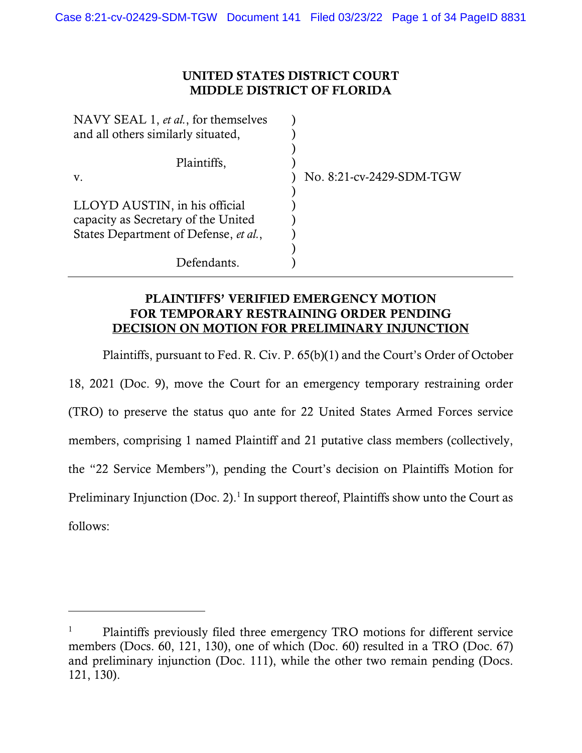# UNITED STATES DISTRICT COURT
# MIDDLE DISTRICT OF FLORIDA

| | | |
|---|---|---|
| NAVY SEAL 1, *et al.*, for themselves and all others similarly situated, | ) | |
| Plaintiffs, | ) | |
| v. | ) | No. 8:21-cv-2429-SDM-TGW |
| LLOYD AUSTIN, in his official capacity as Secretary of the United States Department of Defense, *et al.*, | ) | |
| Defendants. | ) | |

## PLAINTIFFS' VERIFIED EMERGENCY MOTION FOR TEMPORARY RESTRAINING ORDER PENDING DECISION ON MOTION FOR PRELIMINARY INJUNCTION

Plaintiffs, pursuant to Fed. R. Civ. P. 65(b)(1) and the Court's Order of October 18, 2021 (Doc. 9), move the Court for an emergency temporary restraining order (TRO) to preserve the status quo ante for 22 United States Armed Forces service members, comprising 1 named Plaintiff and 21 putative class members (collectively, the "22 Service Members"), pending the Court's decision on Plaintiffs Motion for Preliminary Injunction (Doc. 2).[1] In support thereof, Plaintiffs show unto the Court as follows:

---

[1] Plaintiffs previously filed three emergency TRO motions for different service members (Docs. 60, 121, 130), one of which (Doc. 60) resulted in a TRO (Doc. 67) and preliminary injunction (Doc. 111), while the other two remain pending (Docs. 121, 130).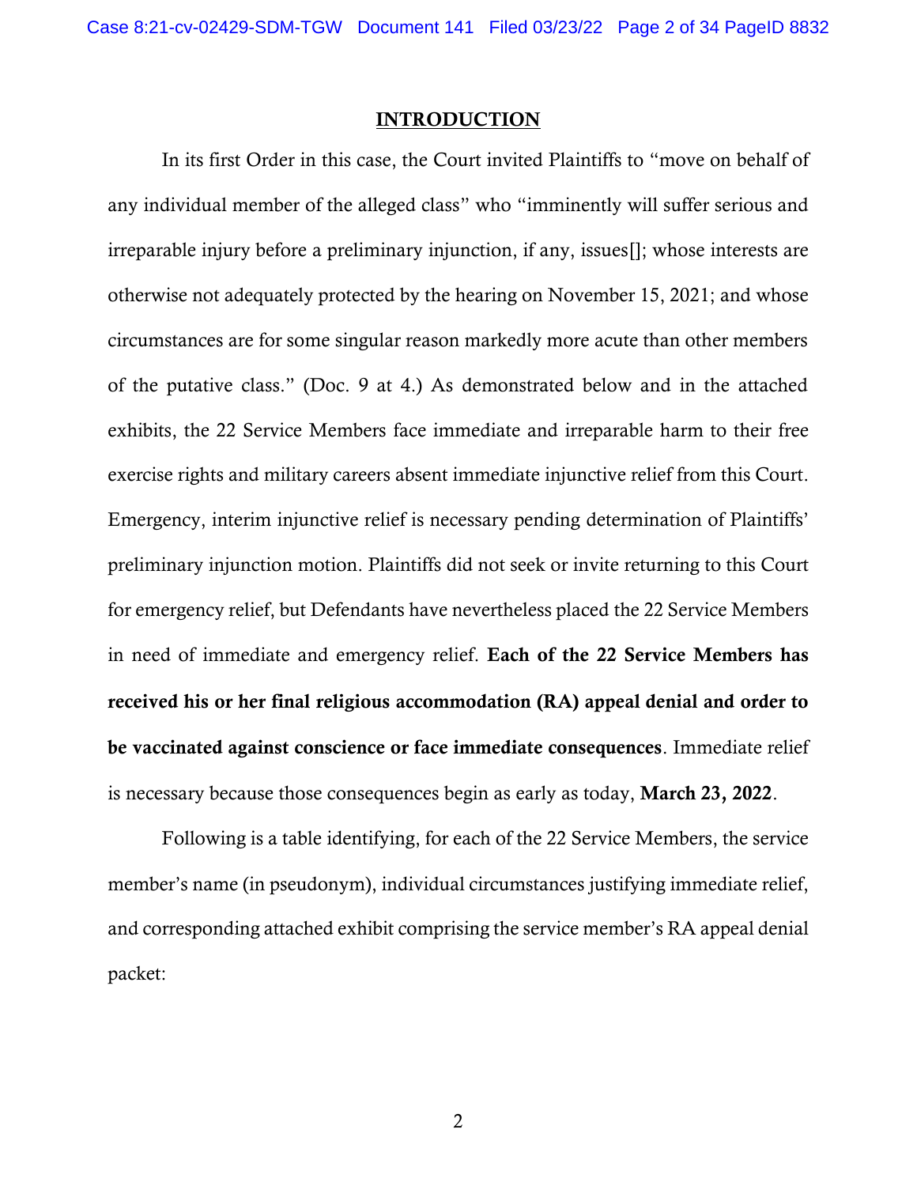## INTRODUCTION

In its first Order in this case, the Court invited Plaintiffs to "move on behalf of any individual member of the alleged class" who "imminently will suffer serious and irreparable injury before a preliminary injunction, if any, issues[]; whose interests are otherwise not adequately protected by the hearing on November 15, 2021; and whose circumstances are for some singular reason markedly more acute than other members of the putative class." (Doc. 9 at 4.) As demonstrated below and in the attached exhibits, the 22 Service Members face immediate and irreparable harm to their free exercise rights and military careers absent immediate injunctive relief from this Court. Emergency, interim injunctive relief is necessary pending determination of Plaintiffs' preliminary injunction motion. Plaintiffs did not seek or invite returning to this Court for emergency relief, but Defendants have nevertheless placed the 22 Service Members in need of immediate and emergency relief. **Each of the 22 Service Members has received his or her final religious accommodation (RA) appeal denial and order to be vaccinated against conscience or face immediate consequences**. Immediate relief is necessary because those consequences begin as early as today, **March 23, 2022**.

Following is a table identifying, for each of the 22 Service Members, the service member's name (in pseudonym), individual circumstances justifying immediate relief, and corresponding attached exhibit comprising the service member's RA appeal denial packet: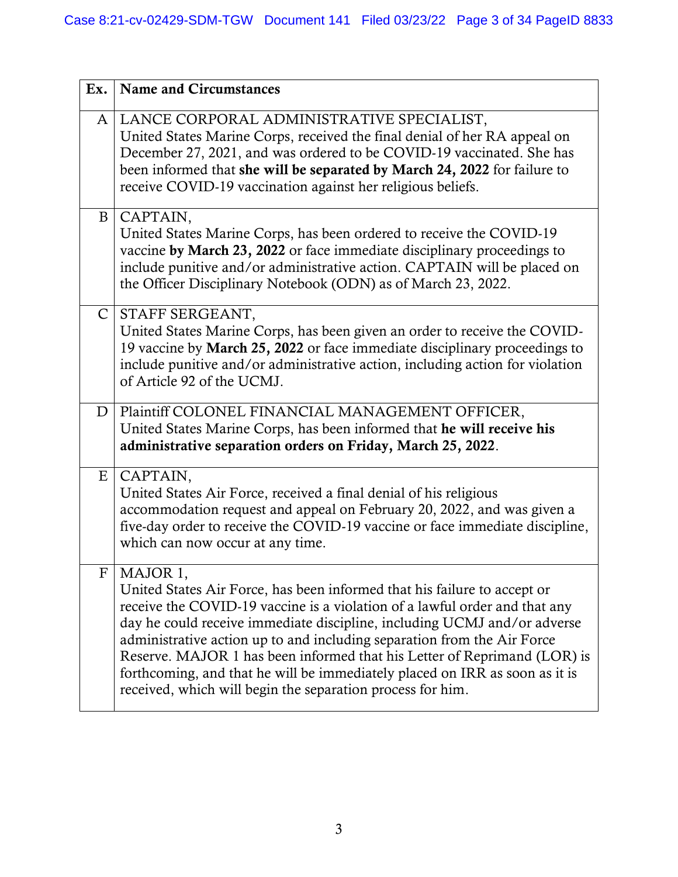| Ex. | Name and Circumstances |
|---|---|
| A | LANCE CORPORAL ADMINISTRATIVE SPECIALIST, United States Marine Corps, received the final denial of her RA appeal on December 27, 2021, and was ordered to be COVID-19 vaccinated. She has been informed that **she will be separated by March 24, 2022** for failure to receive COVID-19 vaccination against her religious beliefs. |
| B | CAPTAIN, United States Marine Corps, has been ordered to receive the COVID-19 vaccine **by March 23, 2022** or face immediate disciplinary proceedings to include punitive and/or administrative action. CAPTAIN will be placed on the Officer Disciplinary Notebook (ODN) as of March 23, 2022. |
| C | STAFF SERGEANT, United States Marine Corps, has been given an order to receive the COVID-19 vaccine by **March 25, 2022** or face immediate disciplinary proceedings to include punitive and/or administrative action, including action for violation of Article 92 of the UCMJ. |
| D | Plaintiff COLONEL FINANCIAL MANAGEMENT OFFICER, United States Marine Corps, has been informed that **he will receive his administrative separation orders on Friday, March 25, 2022**. |
| E | CAPTAIN, United States Air Force, received a final denial of his religious accommodation request and appeal on February 20, 2022, and was given a five-day order to receive the COVID-19 vaccine or face immediate discipline, which can now occur at any time. |
| F | MAJOR 1, United States Air Force, has been informed that his failure to accept or receive the COVID-19 vaccine is a violation of a lawful order and that any day he could receive immediate discipline, including UCMJ and/or adverse administrative action up to and including separation from the Air Force Reserve. MAJOR 1 has been informed that his Letter of Reprimand (LOR) is forthcoming, and that he will be immediately placed on IRR as soon as it is received, which will begin the separation process for him. |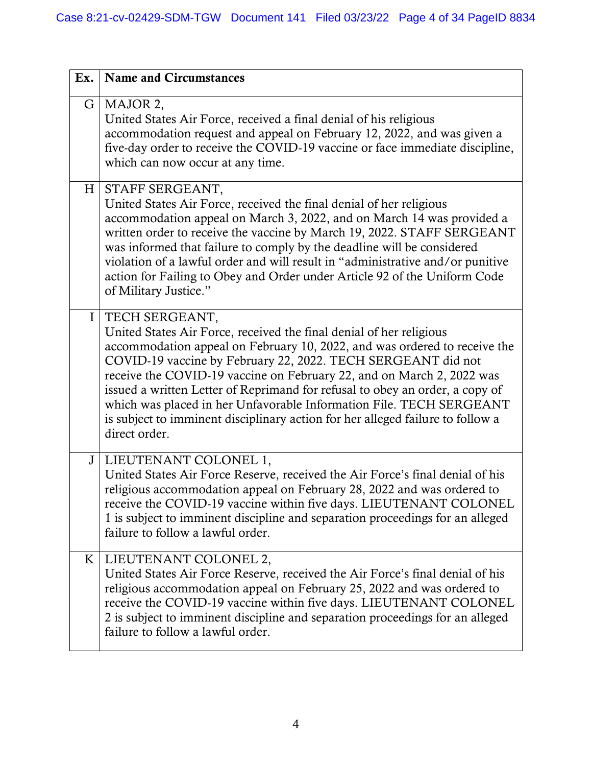| Ex. | Name and Circumstances |
|---|---|
| G | MAJOR 2,<br>United States Air Force, received a final denial of his religious accommodation request and appeal on February 12, 2022, and was given a five-day order to receive the COVID-19 vaccine or face immediate discipline, which can now occur at any time. |
| H | STAFF SERGEANT,<br>United States Air Force, received the final denial of her religious accommodation appeal on March 3, 2022, and on March 14 was provided a written order to receive the vaccine by March 19, 2022. STAFF SERGEANT was informed that failure to comply by the deadline will be considered violation of a lawful order and will result in "administrative and/or punitive action for Failing to Obey and Order under Article 92 of the Uniform Code of Military Justice." |
| I | TECH SERGEANT,<br>United States Air Force, received the final denial of her religious accommodation appeal on February 10, 2022, and was ordered to receive the COVID-19 vaccine by February 22, 2022. TECH SERGEANT did not receive the COVID-19 vaccine on February 22, and on March 2, 2022 was issued a written Letter of Reprimand for refusal to obey an order, a copy of which was placed in her Unfavorable Information File. TECH SERGEANT is subject to imminent disciplinary action for her alleged failure to follow a direct order. |
| J | LIEUTENANT COLONEL 1,<br>United States Air Force Reserve, received the Air Force's final denial of his religious accommodation appeal on February 28, 2022 and was ordered to receive the COVID-19 vaccine within five days. LIEUTENANT COLONEL 1 is subject to imminent discipline and separation proceedings for an alleged failure to follow a lawful order. |
| K | LIEUTENANT COLONEL 2,<br>United States Air Force Reserve, received the Air Force's final denial of his religious accommodation appeal on February 25, 2022 and was ordered to receive the COVID-19 vaccine within five days. LIEUTENANT COLONEL 2 is subject to imminent discipline and separation proceedings for an alleged failure to follow a lawful order. |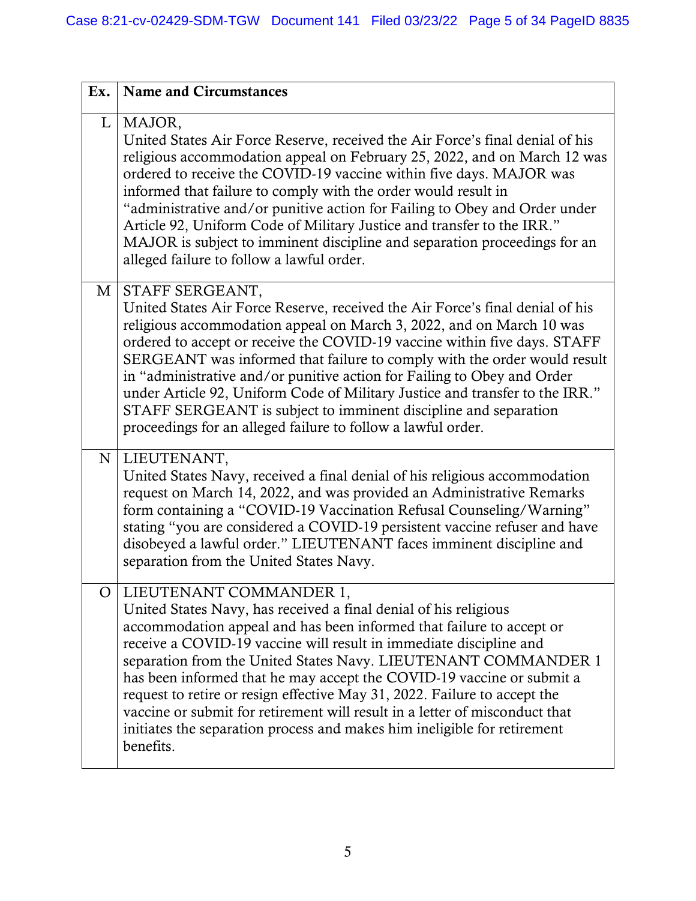| Ex. | Name and Circumstances |
|---|---|
| L | MAJOR,<br>United States Air Force Reserve, received the Air Force's final denial of his religious accommodation appeal on February 25, 2022, and on March 12 was ordered to receive the COVID-19 vaccine within five days. MAJOR was informed that failure to comply with the order would result in "administrative and/or punitive action for Failing to Obey and Order under Article 92, Uniform Code of Military Justice and transfer to the IRR." MAJOR is subject to imminent discipline and separation proceedings for an alleged failure to follow a lawful order. |
| M | STAFF SERGEANT,<br>United States Air Force Reserve, received the Air Force's final denial of his religious accommodation appeal on March 3, 2022, and on March 10 was ordered to accept or receive the COVID-19 vaccine within five days. STAFF SERGEANT was informed that failure to comply with the order would result in "administrative and/or punitive action for Failing to Obey and Order under Article 92, Uniform Code of Military Justice and transfer to the IRR." STAFF SERGEANT is subject to imminent discipline and separation proceedings for an alleged failure to follow a lawful order. |
| N | LIEUTENANT,<br>United States Navy, received a final denial of his religious accommodation request on March 14, 2022, and was provided an Administrative Remarks form containing a "COVID-19 Vaccination Refusal Counseling/Warning" stating "you are considered a COVID-19 persistent vaccine refuser and have disobeyed a lawful order." LIEUTENANT faces imminent discipline and separation from the United States Navy. |
| O | LIEUTENANT COMMANDER 1,<br>United States Navy, has received a final denial of his religious accommodation appeal and has been informed that failure to accept or receive a COVID-19 vaccine will result in immediate discipline and separation from the United States Navy. LIEUTENANT COMMANDER 1 has been informed that he may accept the COVID-19 vaccine or submit a request to retire or resign effective May 31, 2022. Failure to accept the vaccine or submit for retirement will result in a letter of misconduct that initiates the separation process and makes him ineligible for retirement benefits. |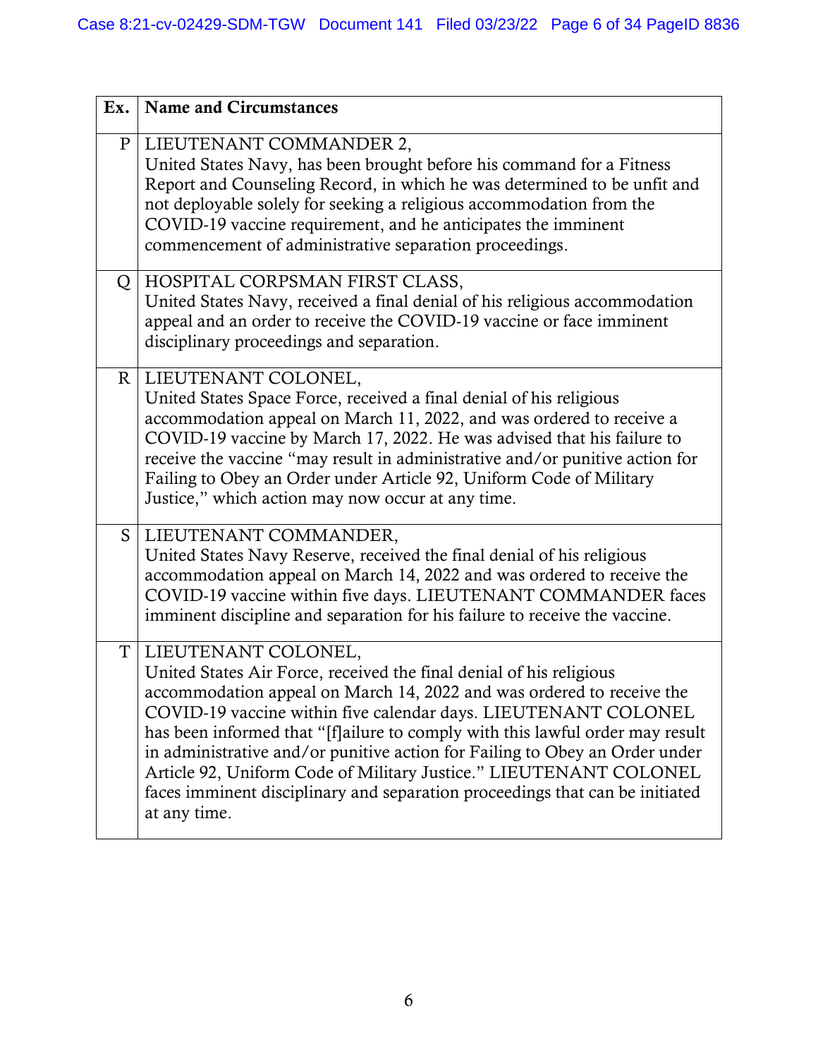| Ex. | Name and Circumstances |
|---|---|
| P | LIEUTENANT COMMANDER 2, United States Navy, has been brought before his command for a Fitness Report and Counseling Record, in which he was determined to be unfit and not deployable solely for seeking a religious accommodation from the COVID-19 vaccine requirement, and he anticipates the imminent commencement of administrative separation proceedings. |
| Q | HOSPITAL CORPSMAN FIRST CLASS, United States Navy, received a final denial of his religious accommodation appeal and an order to receive the COVID-19 vaccine or face imminent disciplinary proceedings and separation. |
| R | LIEUTENANT COLONEL, United States Space Force, received a final denial of his religious accommodation appeal on March 11, 2022, and was ordered to receive a COVID-19 vaccine by March 17, 2022. He was advised that his failure to receive the vaccine "may result in administrative and/or punitive action for Failing to Obey an Order under Article 92, Uniform Code of Military Justice," which action may now occur at any time. |
| S | LIEUTENANT COMMANDER, United States Navy Reserve, received the final denial of his religious accommodation appeal on March 14, 2022 and was ordered to receive the COVID-19 vaccine within five days. LIEUTENANT COMMANDER faces imminent discipline and separation for his failure to receive the vaccine. |
| T | LIEUTENANT COLONEL, United States Air Force, received the final denial of his religious accommodation appeal on March 14, 2022 and was ordered to receive the COVID-19 vaccine within five calendar days. LIEUTENANT COLONEL has been informed that "[f]ailure to comply with this lawful order may result in administrative and/or punitive action for Failing to Obey an Order under Article 92, Uniform Code of Military Justice." LIEUTENANT COLONEL faces imminent disciplinary and separation proceedings that can be initiated at any time. |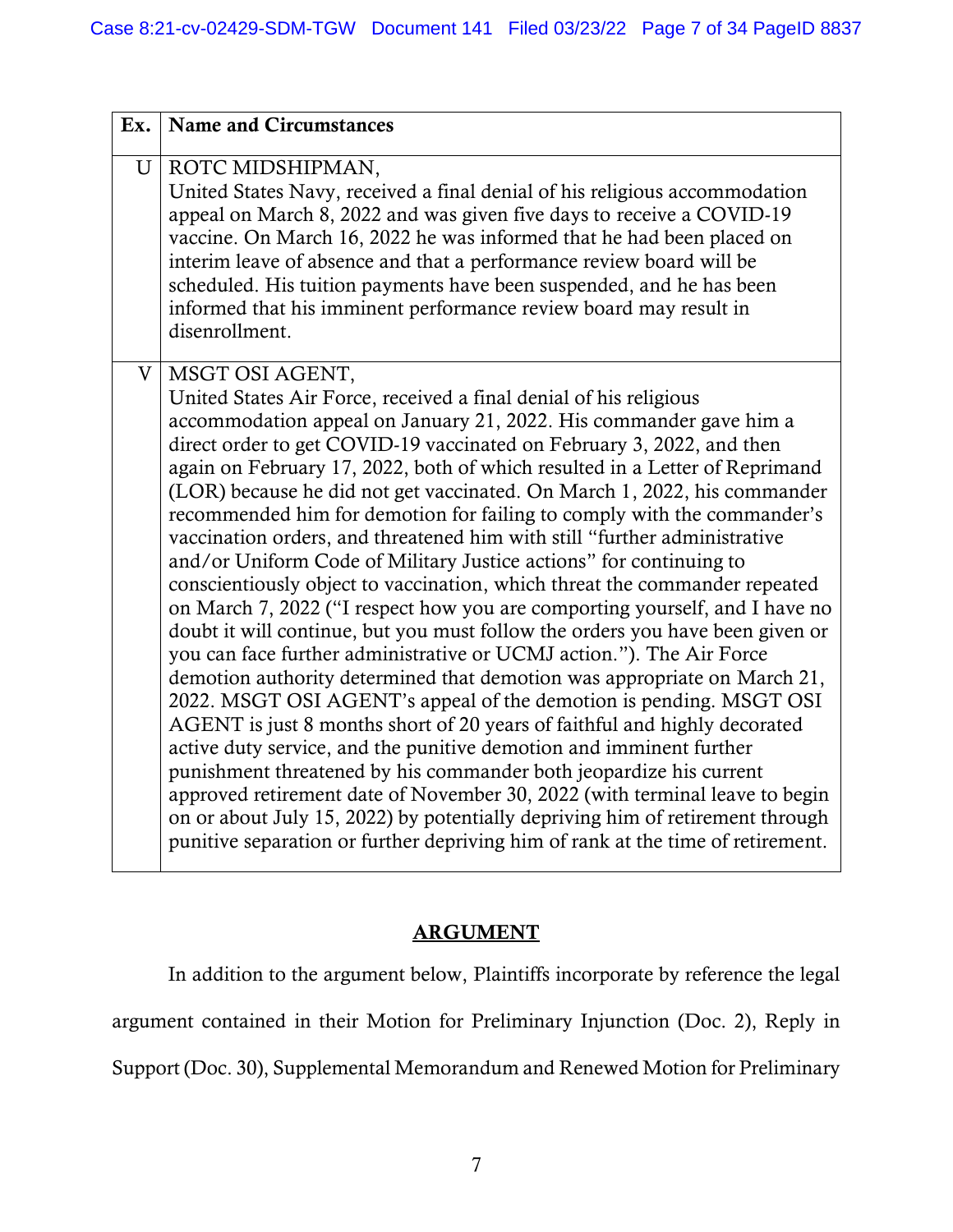| Ex. | Name and Circumstances |
|---|---|
| U | ROTC MIDSHIPMAN, United States Navy, received a final denial of his religious accommodation appeal on March 8, 2022 and was given five days to receive a COVID-19 vaccine. On March 16, 2022 he was informed that he had been placed on interim leave of absence and that a performance review board will be scheduled. His tuition payments have been suspended, and he has been informed that his imminent performance review board may result in disenrollment. |
| V | MSGT OSI AGENT, United States Air Force, received a final denial of his religious accommodation appeal on January 21, 2022. His commander gave him a direct order to get COVID-19 vaccinated on February 3, 2022, and then again on February 17, 2022, both of which resulted in a Letter of Reprimand (LOR) because he did not get vaccinated. On March 1, 2022, his commander recommended him for demotion for failing to comply with the commander's vaccination orders, and threatened him with still "further administrative and/or Uniform Code of Military Justice actions" for continuing to conscientiously object to vaccination, which threat the commander repeated on March 7, 2022 ("I respect how you are comporting yourself, and I have no doubt it will continue, but you must follow the orders you have been given or you can face further administrative or UCMJ action."). The Air Force demotion authority determined that demotion was appropriate on March 21, 2022. MSGT OSI AGENT's appeal of the demotion is pending. MSGT OSI AGENT is just 8 months short of 20 years of faithful and highly decorated active duty service, and the punitive demotion and imminent further punishment threatened by his commander both jeopardize his current approved retirement date of November 30, 2022 (with terminal leave to begin on or about July 15, 2022) by potentially depriving him of retirement through punitive separation or further depriving him of rank at the time of retirement. |

## ARGUMENT

In addition to the argument below, Plaintiffs incorporate by reference the legal argument contained in their Motion for Preliminary Injunction (Doc. 2), Reply in Support (Doc. 30), Supplemental Memorandum and Renewed Motion for Preliminary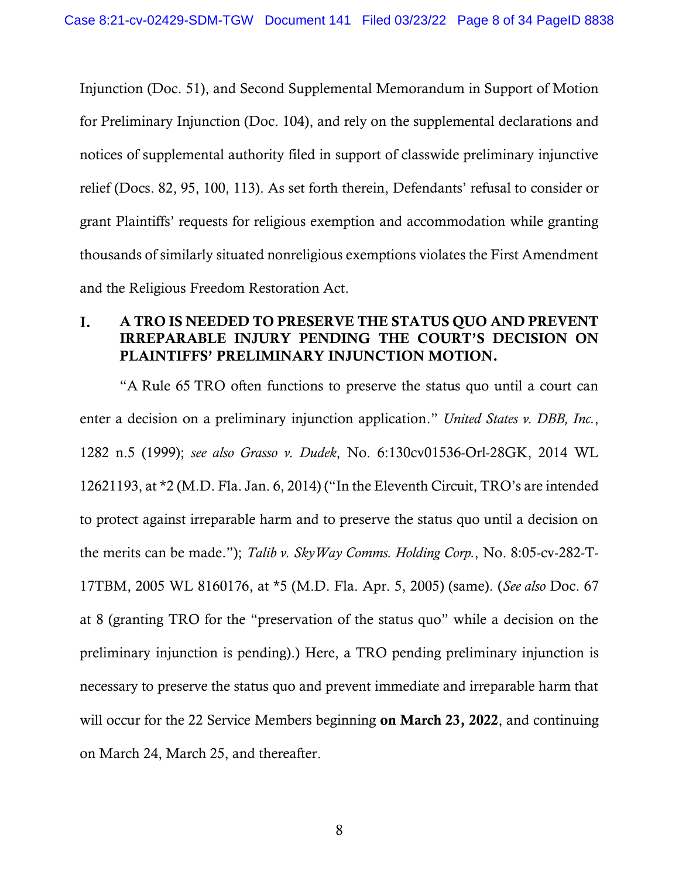Injunction (Doc. 51), and Second Supplemental Memorandum in Support of Motion for Preliminary Injunction (Doc. 104), and rely on the supplemental declarations and notices of supplemental authority filed in support of classwide preliminary injunctive relief (Docs. 82, 95, 100, 113). As set forth therein, Defendants' refusal to consider or grant Plaintiffs' requests for religious exemption and accommodation while granting thousands of similarly situated nonreligious exemptions violates the First Amendment and the Religious Freedom Restoration Act.

## I. A TRO IS NEEDED TO PRESERVE THE STATUS QUO AND PREVENT IRREPARABLE INJURY PENDING THE COURT'S DECISION ON PLAINTIFFS' PRELIMINARY INJUNCTION MOTION.

"A Rule 65 TRO often functions to preserve the status quo until a court can enter a decision on a preliminary injunction application." *United States v. DBB, Inc.*, 1282 n.5 (1999); *see also Grasso v. Dudek*, No. 6:130cv01536-Orl-28GK, 2014 WL 12621193, at *2 (M.D. Fla. Jan. 6, 2014) ("In the Eleventh Circuit, TRO's are intended to protect against irreparable harm and to preserve the status quo until a decision on the merits can be made."); *Talib v. SkyWay Comms. Holding Corp.*, No. 8:05-cv-282-T-17TBM, 2005 WL 8160176, at *5 (M.D. Fla. Apr. 5, 2005) (same). (*See also* Doc. 67 at 8 (granting TRO for the "preservation of the status quo" while a decision on the preliminary injunction is pending).) Here, a TRO pending preliminary injunction is necessary to preserve the status quo and prevent immediate and irreparable harm that will occur for the 22 Service Members beginning **on March 23, 2022**, and continuing on March 24, March 25, and thereafter.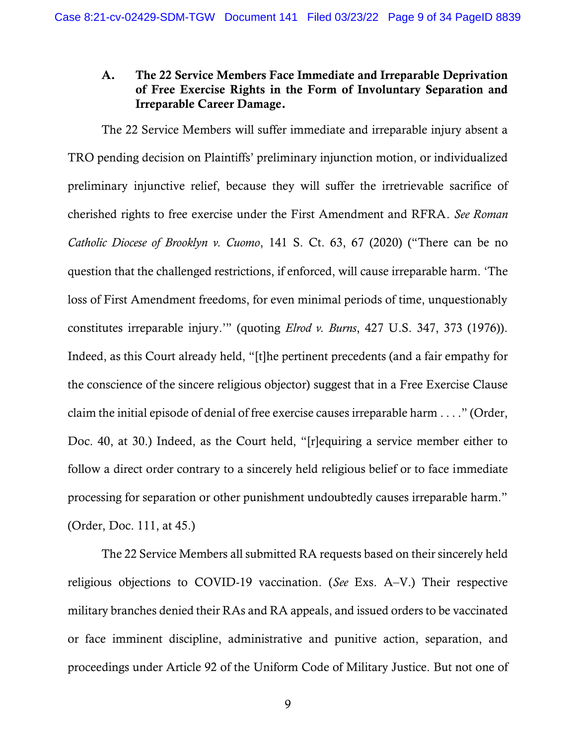### A. The 22 Service Members Face Immediate and Irreparable Deprivation of Free Exercise Rights in the Form of Involuntary Separation and Irreparable Career Damage.

The 22 Service Members will suffer immediate and irreparable injury absent a TRO pending decision on Plaintiffs' preliminary injunction motion, or individualized preliminary injunctive relief, because they will suffer the irretrievable sacrifice of cherished rights to free exercise under the First Amendment and RFRA. *See Roman Catholic Diocese of Brooklyn v. Cuomo*, 141 S. Ct. 63, 67 (2020) ("There can be no question that the challenged restrictions, if enforced, will cause irreparable harm. 'The loss of First Amendment freedoms, for even minimal periods of time, unquestionably constitutes irreparable injury.'" (quoting *Elrod v. Burns*, 427 U.S. 347, 373 (1976)). Indeed, as this Court already held, "[t]he pertinent precedents (and a fair empathy for the conscience of the sincere religious objector) suggest that in a Free Exercise Clause claim the initial episode of denial of free exercise causes irreparable harm . . . ." (Order, Doc. 40, at 30.) Indeed, as the Court held, "[r]equiring a service member either to follow a direct order contrary to a sincerely held religious belief or to face immediate processing for separation or other punishment undoubtedly causes irreparable harm." (Order, Doc. 111, at 45.)

The 22 Service Members all submitted RA requests based on their sincerely held religious objections to COVID-19 vaccination. (*See* Exs. A–V.) Their respective military branches denied their RAs and RA appeals, and issued orders to be vaccinated or face imminent discipline, administrative and punitive action, separation, and proceedings under Article 92 of the Uniform Code of Military Justice. But not one of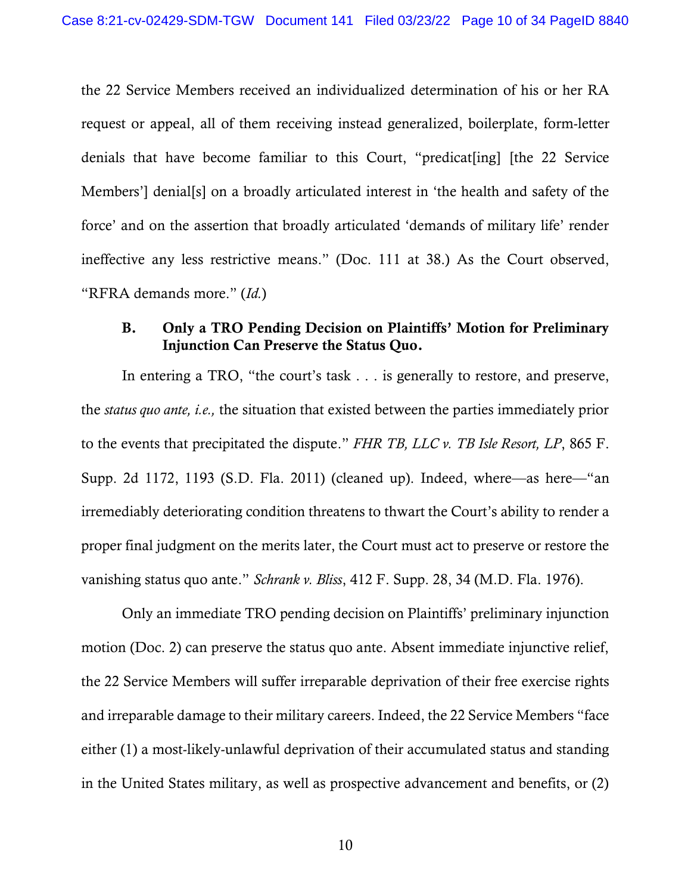the 22 Service Members received an individualized determination of his or her RA request or appeal, all of them receiving instead generalized, boilerplate, form-letter denials that have become familiar to this Court, "predicat[ing] [the 22 Service Members'] denial[s] on a broadly articulated interest in 'the health and safety of the force' and on the assertion that broadly articulated 'demands of military life' render ineffective any less restrictive means." (Doc. 111 at 38.) As the Court observed, "RFRA demands more." (*Id.*)

### B. Only a TRO Pending Decision on Plaintiffs' Motion for Preliminary Injunction Can Preserve the Status Quo.

In entering a TRO, "the court's task . . . is generally to restore, and preserve, the *status quo ante, i.e.,* the situation that existed between the parties immediately prior to the events that precipitated the dispute." *FHR TB, LLC v. TB Isle Resort, LP*, 865 F. Supp. 2d 1172, 1193 (S.D. Fla. 2011) (cleaned up). Indeed, where—as here—"an irremediably deteriorating condition threatens to thwart the Court's ability to render a proper final judgment on the merits later, the Court must act to preserve or restore the vanishing status quo ante." *Schrank v. Bliss*, 412 F. Supp. 28, 34 (M.D. Fla. 1976).

Only an immediate TRO pending decision on Plaintiffs' preliminary injunction motion (Doc. 2) can preserve the status quo ante. Absent immediate injunctive relief, the 22 Service Members will suffer irreparable deprivation of their free exercise rights and irreparable damage to their military careers. Indeed, the 22 Service Members "face either (1) a most-likely-unlawful deprivation of their accumulated status and standing in the United States military, as well as prospective advancement and benefits, or (2)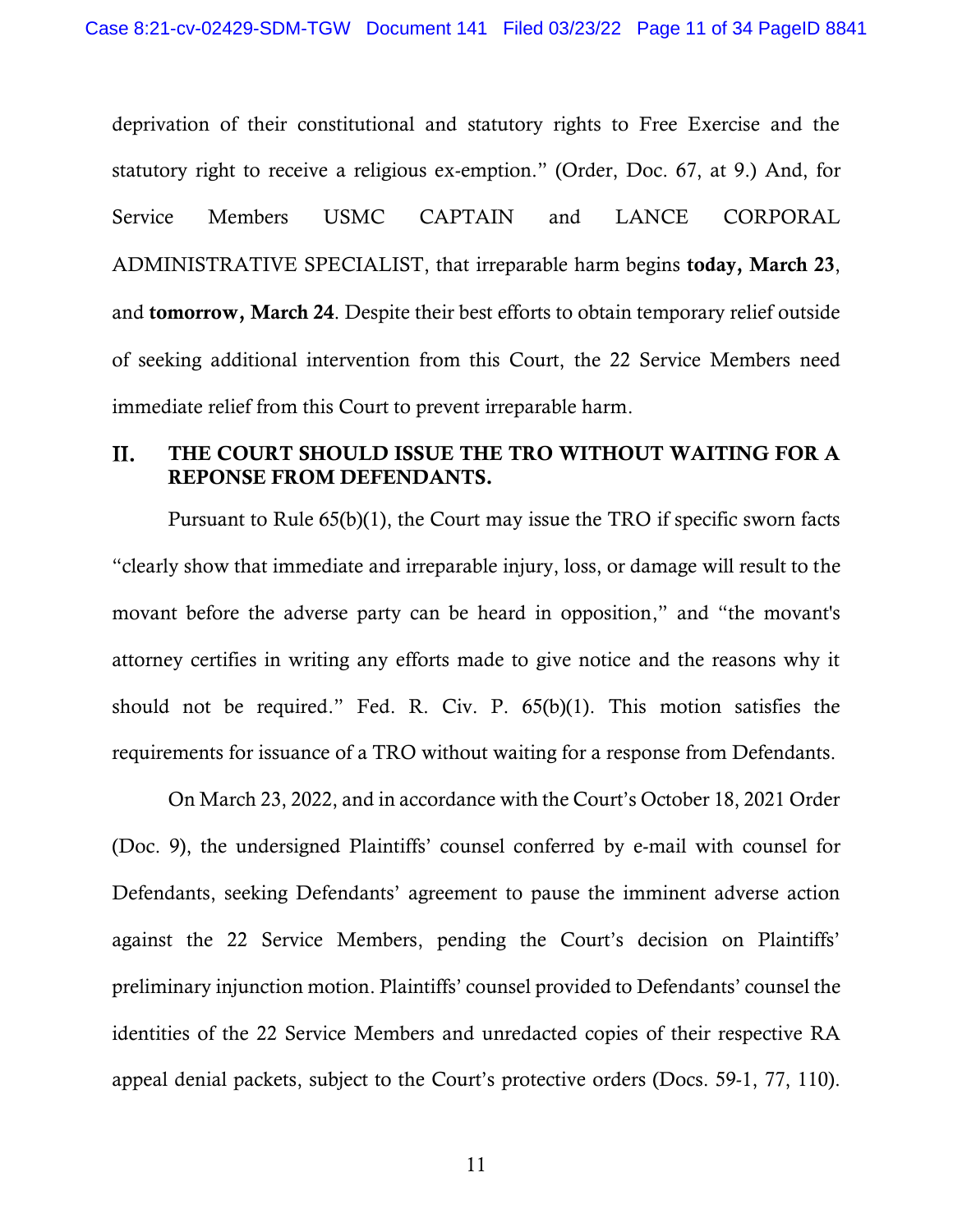deprivation of their constitutional and statutory rights to Free Exercise and the statutory right to receive a religious ex-emption." (Order, Doc. 67, at 9.) And, for Service Members USMC CAPTAIN and LANCE CORPORAL ADMINISTRATIVE SPECIALIST, that irreparable harm begins **today, March 23**, and **tomorrow, March 24**. Despite their best efforts to obtain temporary relief outside of seeking additional intervention from this Court, the 22 Service Members need immediate relief from this Court to prevent irreparable harm.

## II. THE COURT SHOULD ISSUE THE TRO WITHOUT WAITING FOR A REPONSE FROM DEFENDANTS.

Pursuant to Rule 65(b)(1), the Court may issue the TRO if specific sworn facts "clearly show that immediate and irreparable injury, loss, or damage will result to the movant before the adverse party can be heard in opposition," and "the movant's attorney certifies in writing any efforts made to give notice and the reasons why it should not be required." Fed. R. Civ. P. 65(b)(1). This motion satisfies the requirements for issuance of a TRO without waiting for a response from Defendants.

On March 23, 2022, and in accordance with the Court's October 18, 2021 Order (Doc. 9), the undersigned Plaintiffs' counsel conferred by e-mail with counsel for Defendants, seeking Defendants' agreement to pause the imminent adverse action against the 22 Service Members, pending the Court's decision on Plaintiffs' preliminary injunction motion. Plaintiffs' counsel provided to Defendants' counsel the identities of the 22 Service Members and unredacted copies of their respective RA appeal denial packets, subject to the Court's protective orders (Docs. 59-1, 77, 110).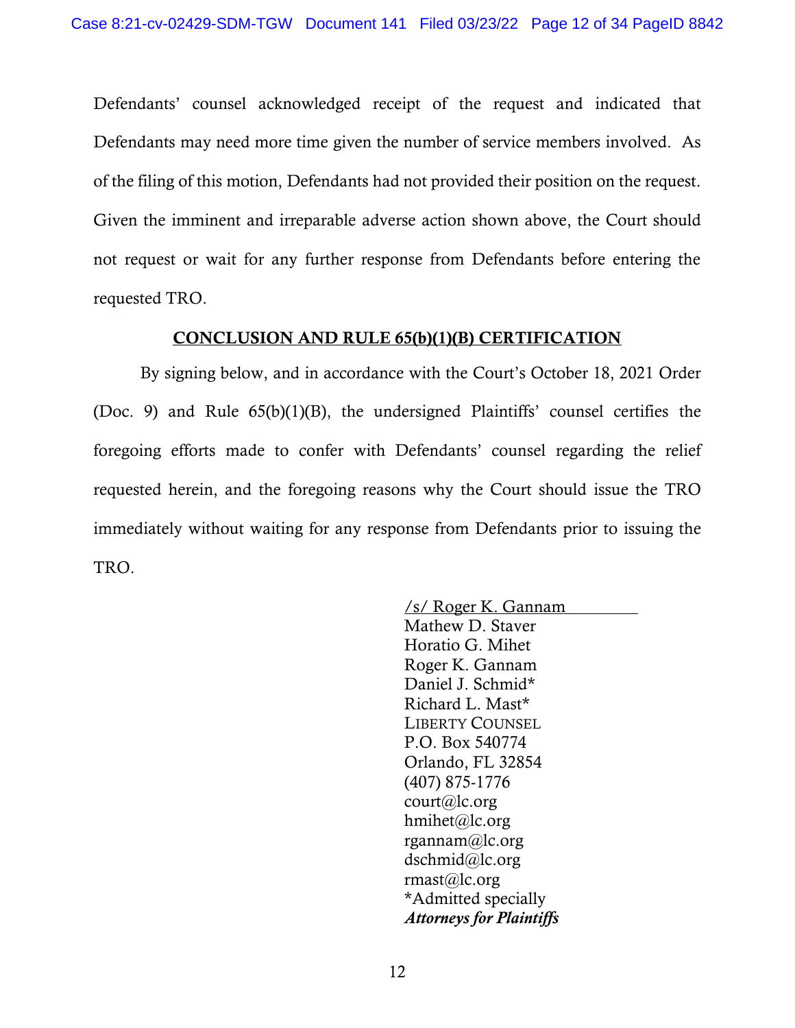Defendants' counsel acknowledged receipt of the request and indicated that Defendants may need more time given the number of service members involved. As of the filing of this motion, Defendants had not provided their position on the request. Given the imminent and irreparable adverse action shown above, the Court should not request or wait for any further response from Defendants before entering the requested TRO.

## CONCLUSION AND RULE 65(b)(1)(B) CERTIFICATION

By signing below, and in accordance with the Court's October 18, 2021 Order (Doc. 9) and Rule 65(b)(1)(B), the undersigned Plaintiffs' counsel certifies the foregoing efforts made to confer with Defendants' counsel regarding the relief requested herein, and the foregoing reasons why the Court should issue the TRO immediately without waiting for any response from Defendants prior to issuing the TRO.

/s/ Roger K. Gannam
Mathew D. Staver
Horatio G. Mihet
Roger K. Gannam
Daniel J. Schmid*
Richard L. Mast*
LIBERTY COUNSEL
P.O. Box 540774
Orlando, FL 32854
(407) 875-1776
court@lc.org
hmihet@lc.org
rgannam@lc.org
dschmid@lc.org
rmast@lc.org
*Admitted specially
***Attorneys for Plaintiffs***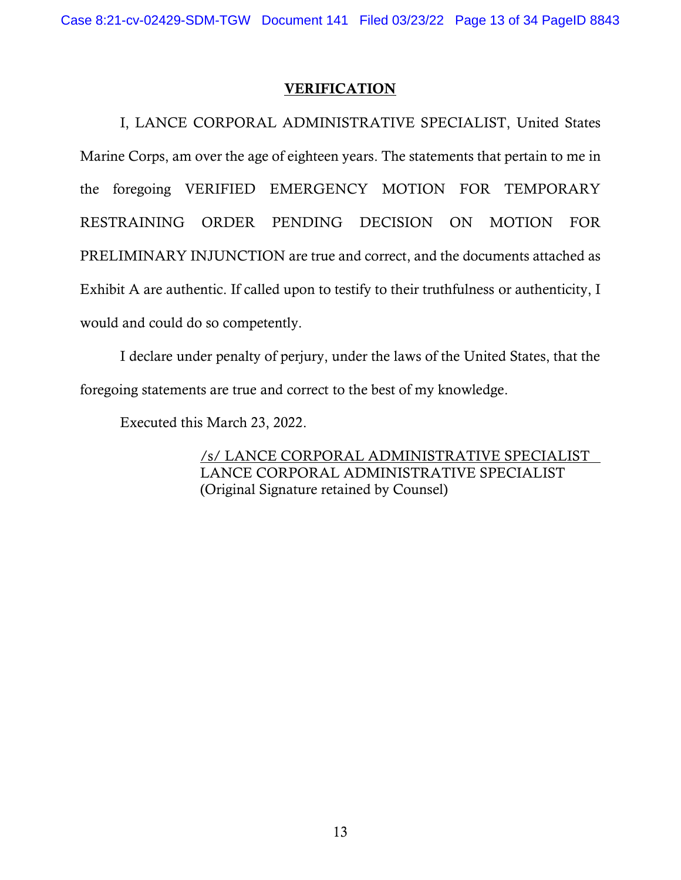# VERIFICATION

I, LANCE CORPORAL ADMINISTRATIVE SPECIALIST, United States Marine Corps, am over the age of eighteen years. The statements that pertain to me in the foregoing VERIFIED EMERGENCY MOTION FOR TEMPORARY RESTRAINING ORDER PENDING DECISION ON MOTION FOR PRELIMINARY INJUNCTION are true and correct, and the documents attached as Exhibit A are authentic. If called upon to testify to their truthfulness or authenticity, I would and could do so competently.

I declare under penalty of perjury, under the laws of the United States, that the foregoing statements are true and correct to the best of my knowledge.

Executed this March 23, 2022.

/s/ LANCE CORPORAL ADMINISTRATIVE SPECIALIST
LANCE CORPORAL ADMINISTRATIVE SPECIALIST
(Original Signature retained by Counsel)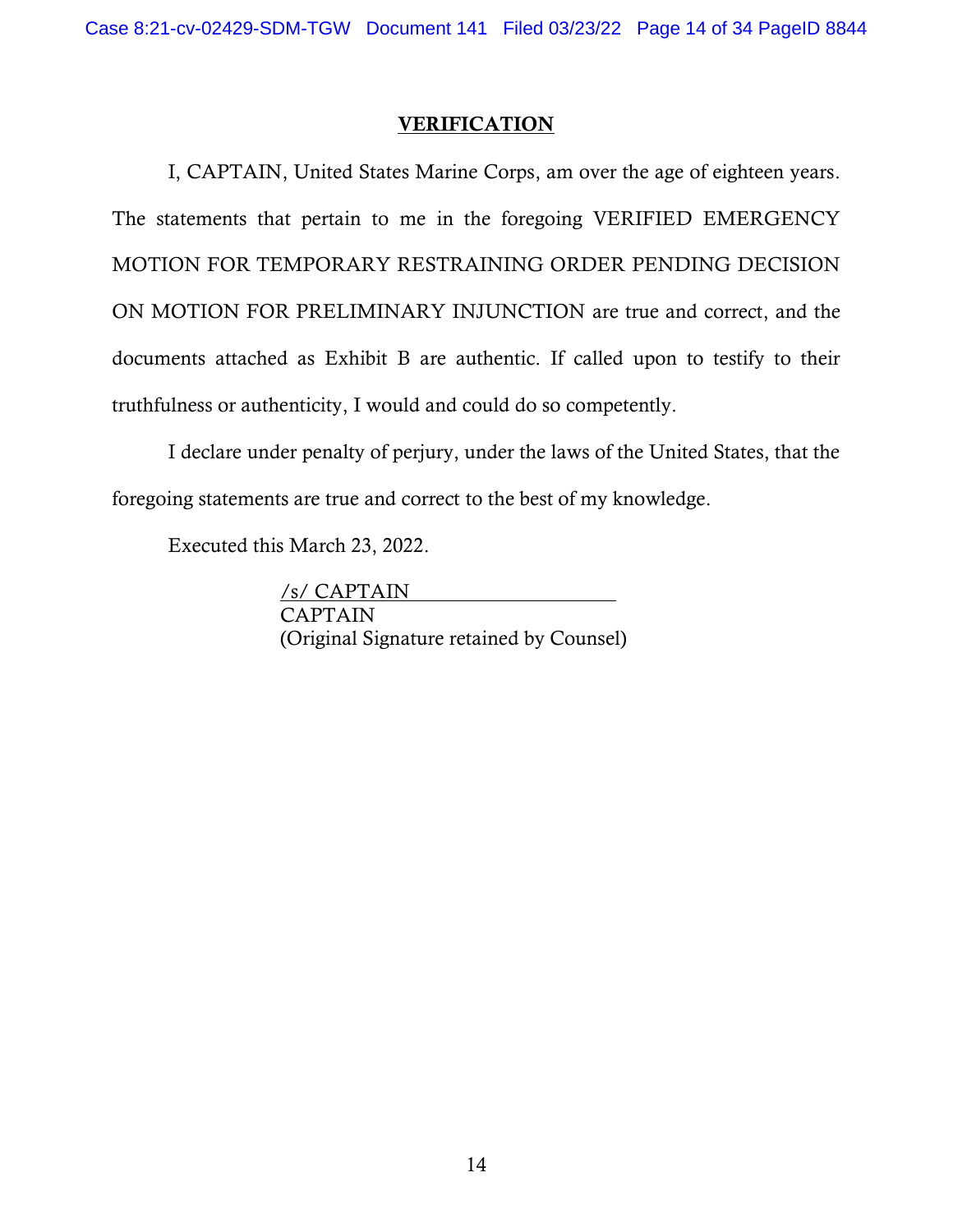## VERIFICATION

I, CAPTAIN, United States Marine Corps, am over the age of eighteen years. The statements that pertain to me in the foregoing VERIFIED EMERGENCY MOTION FOR TEMPORARY RESTRAINING ORDER PENDING DECISION ON MOTION FOR PRELIMINARY INJUNCTION are true and correct, and the documents attached as Exhibit B are authentic. If called upon to testify to their truthfulness or authenticity, I would and could do so competently.

I declare under penalty of perjury, under the laws of the United States, that the foregoing statements are true and correct to the best of my knowledge.

Executed this March 23, 2022.

/s/ CAPTAIN
CAPTAIN
(Original Signature retained by Counsel)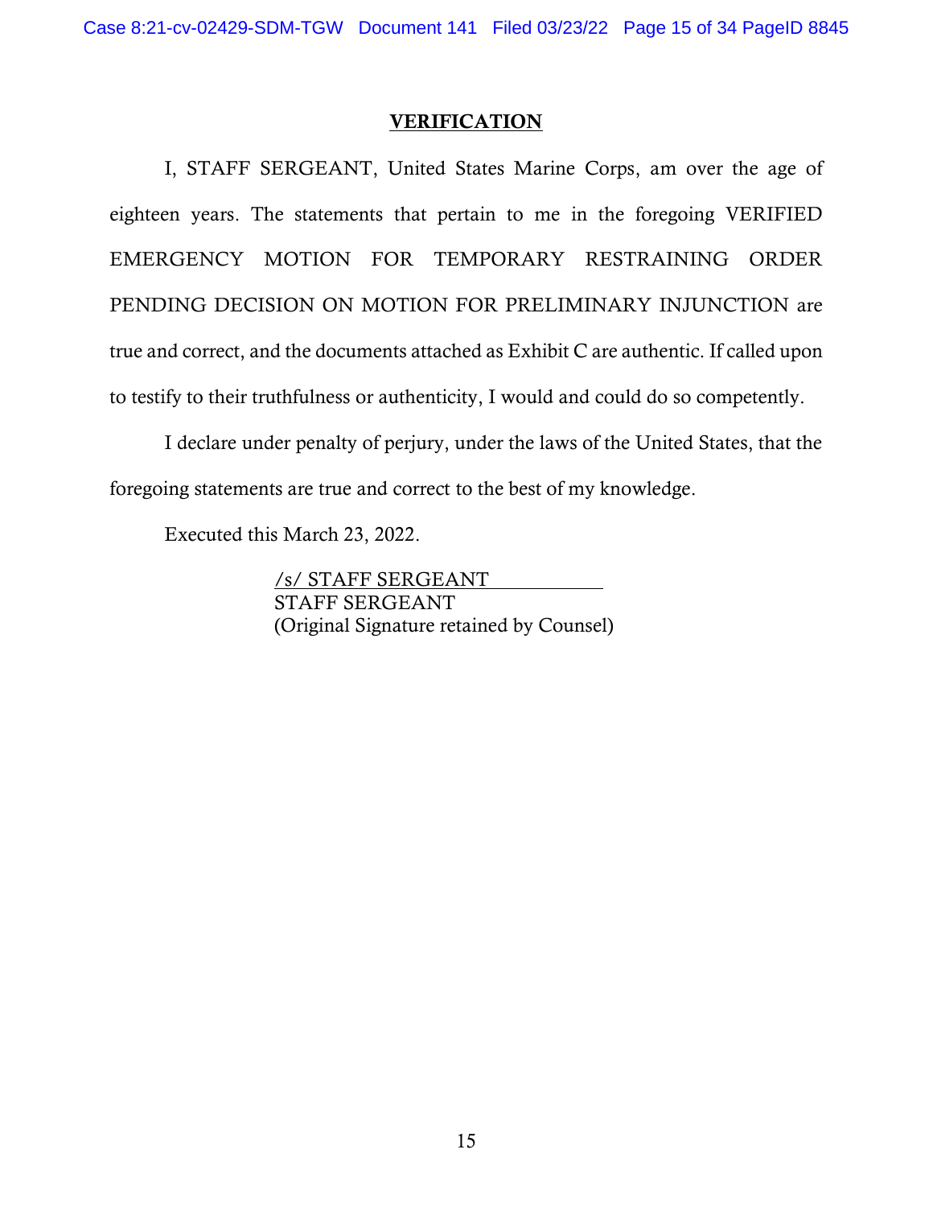## VERIFICATION

I, STAFF SERGEANT, United States Marine Corps, am over the age of eighteen years. The statements that pertain to me in the foregoing VERIFIED EMERGENCY MOTION FOR TEMPORARY RESTRAINING ORDER PENDING DECISION ON MOTION FOR PRELIMINARY INJUNCTION are true and correct, and the documents attached as Exhibit C are authentic. If called upon to testify to their truthfulness or authenticity, I would and could do so competently.

I declare under penalty of perjury, under the laws of the United States, that the foregoing statements are true and correct to the best of my knowledge.

Executed this March 23, 2022.

/s/ STAFF SERGEANT
STAFF SERGEANT
(Original Signature retained by Counsel)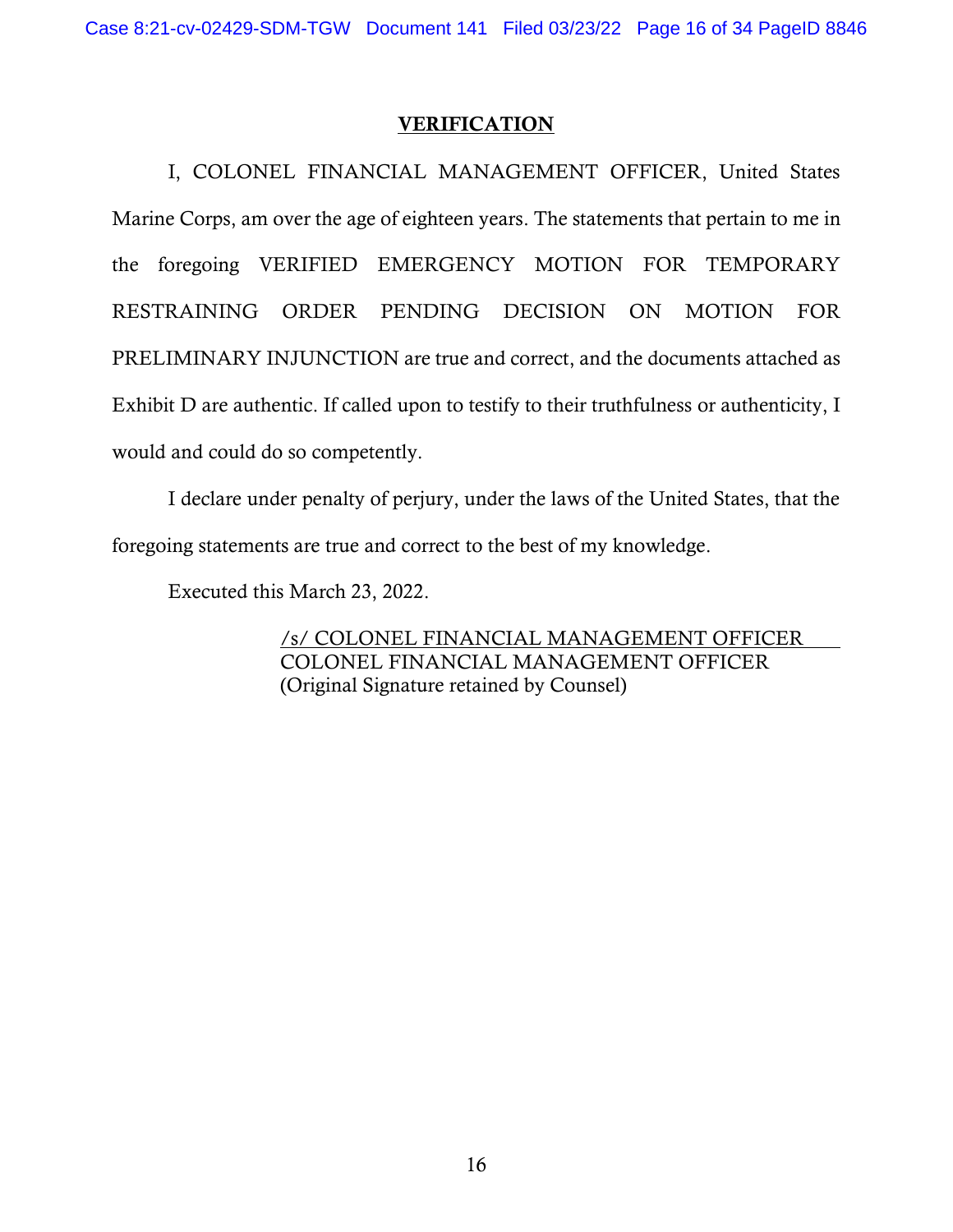## VERIFICATION

I, COLONEL FINANCIAL MANAGEMENT OFFICER, United States Marine Corps, am over the age of eighteen years. The statements that pertain to me in the foregoing VERIFIED EMERGENCY MOTION FOR TEMPORARY RESTRAINING ORDER PENDING DECISION ON MOTION FOR PRELIMINARY INJUNCTION are true and correct, and the documents attached as Exhibit D are authentic. If called upon to testify to their truthfulness or authenticity, I would and could do so competently.

I declare under penalty of perjury, under the laws of the United States, that the foregoing statements are true and correct to the best of my knowledge.

Executed this March 23, 2022.

/s/ COLONEL FINANCIAL MANAGEMENT OFFICER
COLONEL FINANCIAL MANAGEMENT OFFICER
(Original Signature retained by Counsel)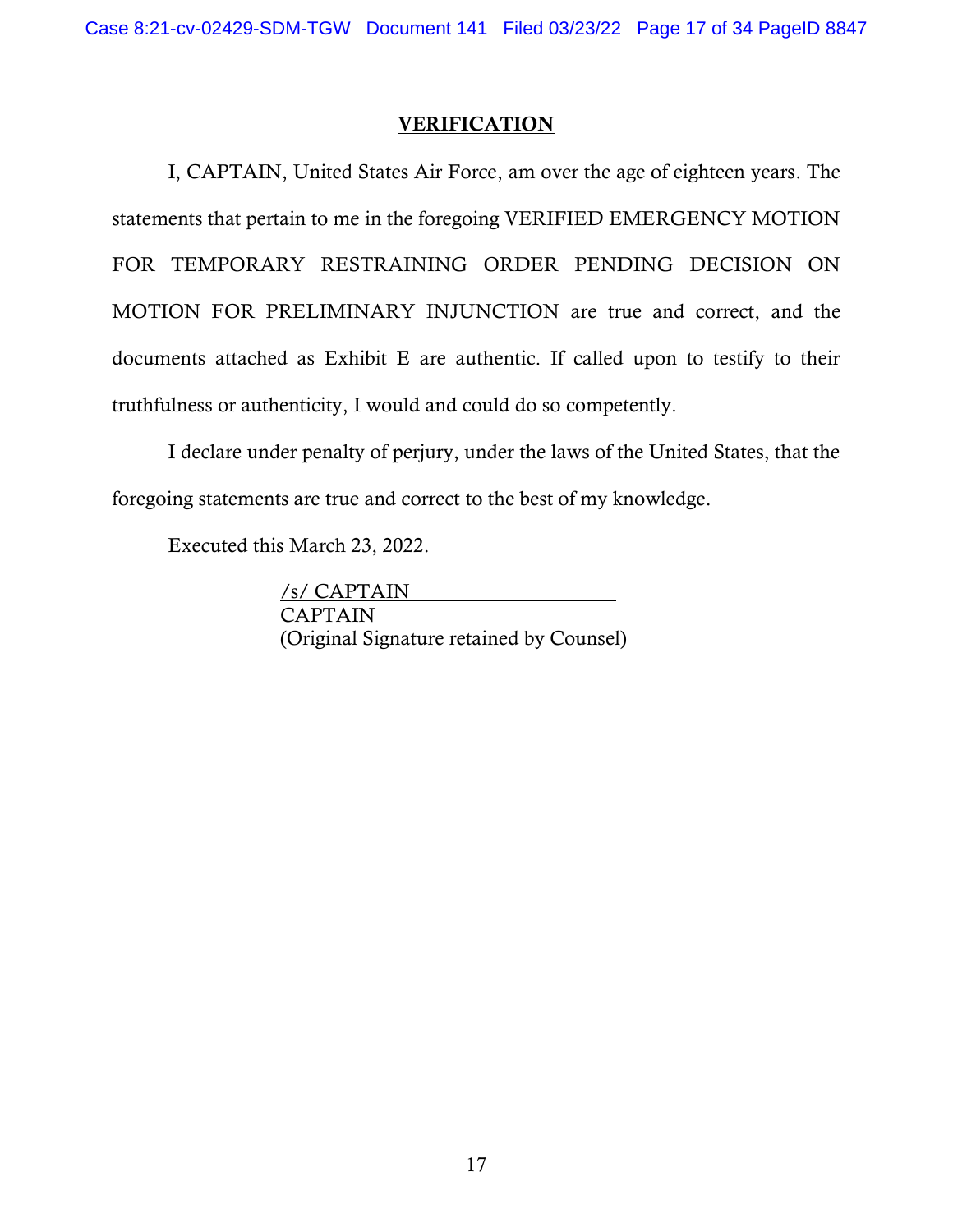## VERIFICATION

I, CAPTAIN, United States Air Force, am over the age of eighteen years. The statements that pertain to me in the foregoing VERIFIED EMERGENCY MOTION FOR TEMPORARY RESTRAINING ORDER PENDING DECISION ON MOTION FOR PRELIMINARY INJUNCTION are true and correct, and the documents attached as Exhibit E are authentic. If called upon to testify to their truthfulness or authenticity, I would and could do so competently.

I declare under penalty of perjury, under the laws of the United States, that the foregoing statements are true and correct to the best of my knowledge.

Executed this March 23, 2022.

/s/ CAPTAIN
CAPTAIN
(Original Signature retained by Counsel)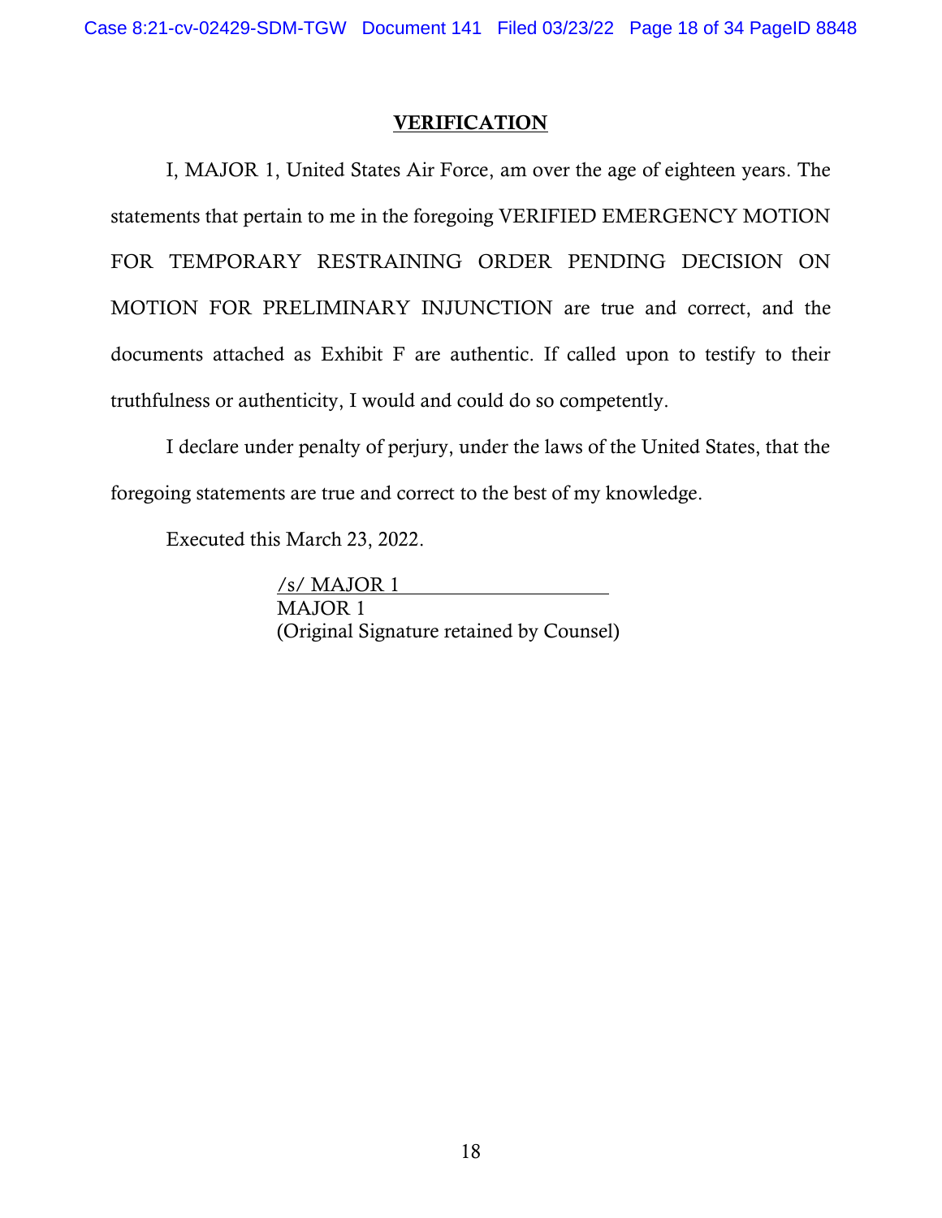## VERIFICATION

I, MAJOR 1, United States Air Force, am over the age of eighteen years. The statements that pertain to me in the foregoing VERIFIED EMERGENCY MOTION FOR TEMPORARY RESTRAINING ORDER PENDING DECISION ON MOTION FOR PRELIMINARY INJUNCTION are true and correct, and the documents attached as Exhibit F are authentic. If called upon to testify to their truthfulness or authenticity, I would and could do so competently.

I declare under penalty of perjury, under the laws of the United States, that the foregoing statements are true and correct to the best of my knowledge.

Executed this March 23, 2022.

/s/ MAJOR 1
MAJOR 1
(Original Signature retained by Counsel)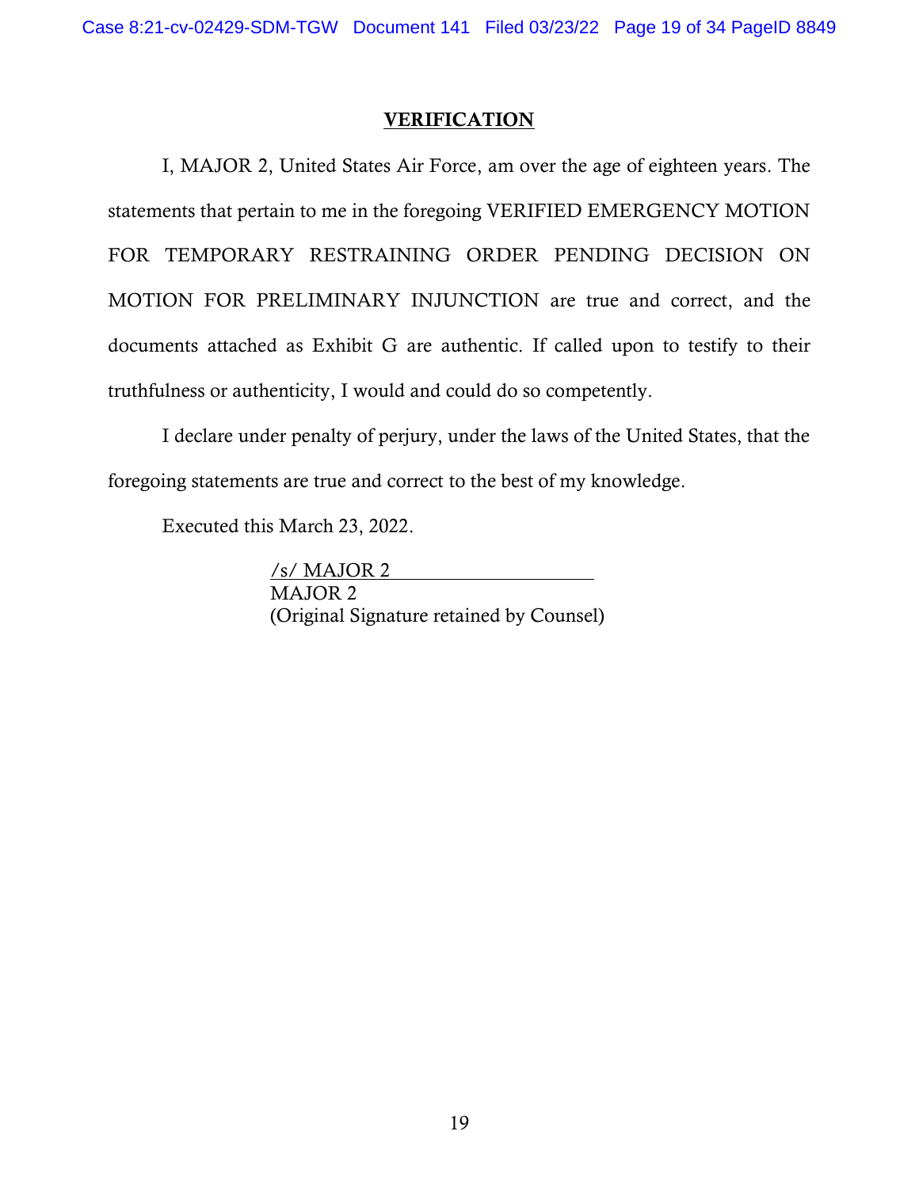## VERIFICATION

I, MAJOR 2, United States Air Force, am over the age of eighteen years. The statements that pertain to me in the foregoing VERIFIED EMERGENCY MOTION FOR TEMPORARY RESTRAINING ORDER PENDING DECISION ON MOTION FOR PRELIMINARY INJUNCTION are true and correct, and the documents attached as Exhibit G are authentic. If called upon to testify to their truthfulness or authenticity, I would and could do so competently.

I declare under penalty of perjury, under the laws of the United States, that the foregoing statements are true and correct to the best of my knowledge.

Executed this March 23, 2022.

/s/ MAJOR 2
MAJOR 2
(Original Signature retained by Counsel)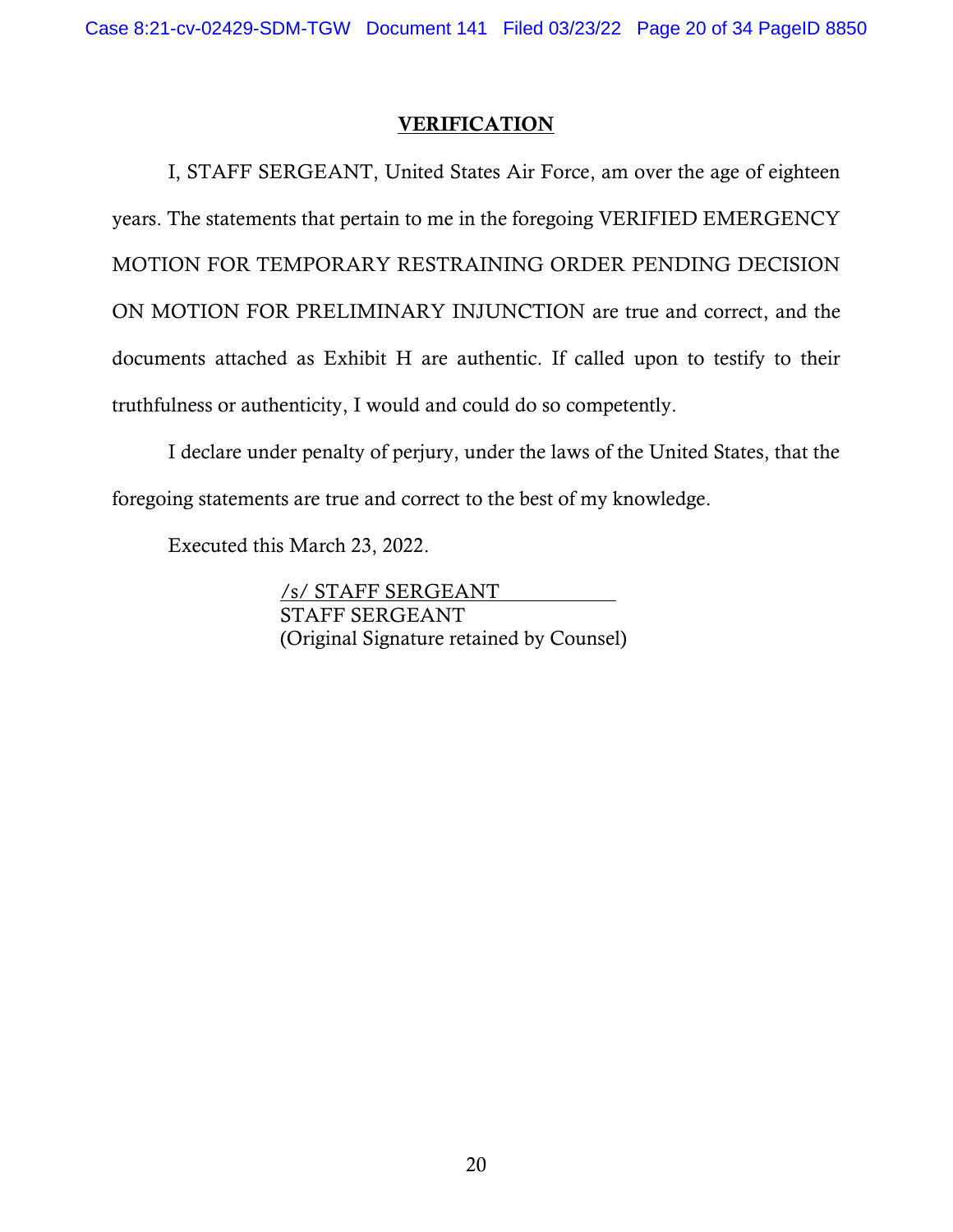## VERIFICATION

I, STAFF SERGEANT, United States Air Force, am over the age of eighteen years. The statements that pertain to me in the foregoing VERIFIED EMERGENCY MOTION FOR TEMPORARY RESTRAINING ORDER PENDING DECISION ON MOTION FOR PRELIMINARY INJUNCTION are true and correct, and the documents attached as Exhibit H are authentic. If called upon to testify to their truthfulness or authenticity, I would and could do so competently.

I declare under penalty of perjury, under the laws of the United States, that the foregoing statements are true and correct to the best of my knowledge.

Executed this March 23, 2022.

/s/ STAFF SERGEANT
STAFF SERGEANT
(Original Signature retained by Counsel)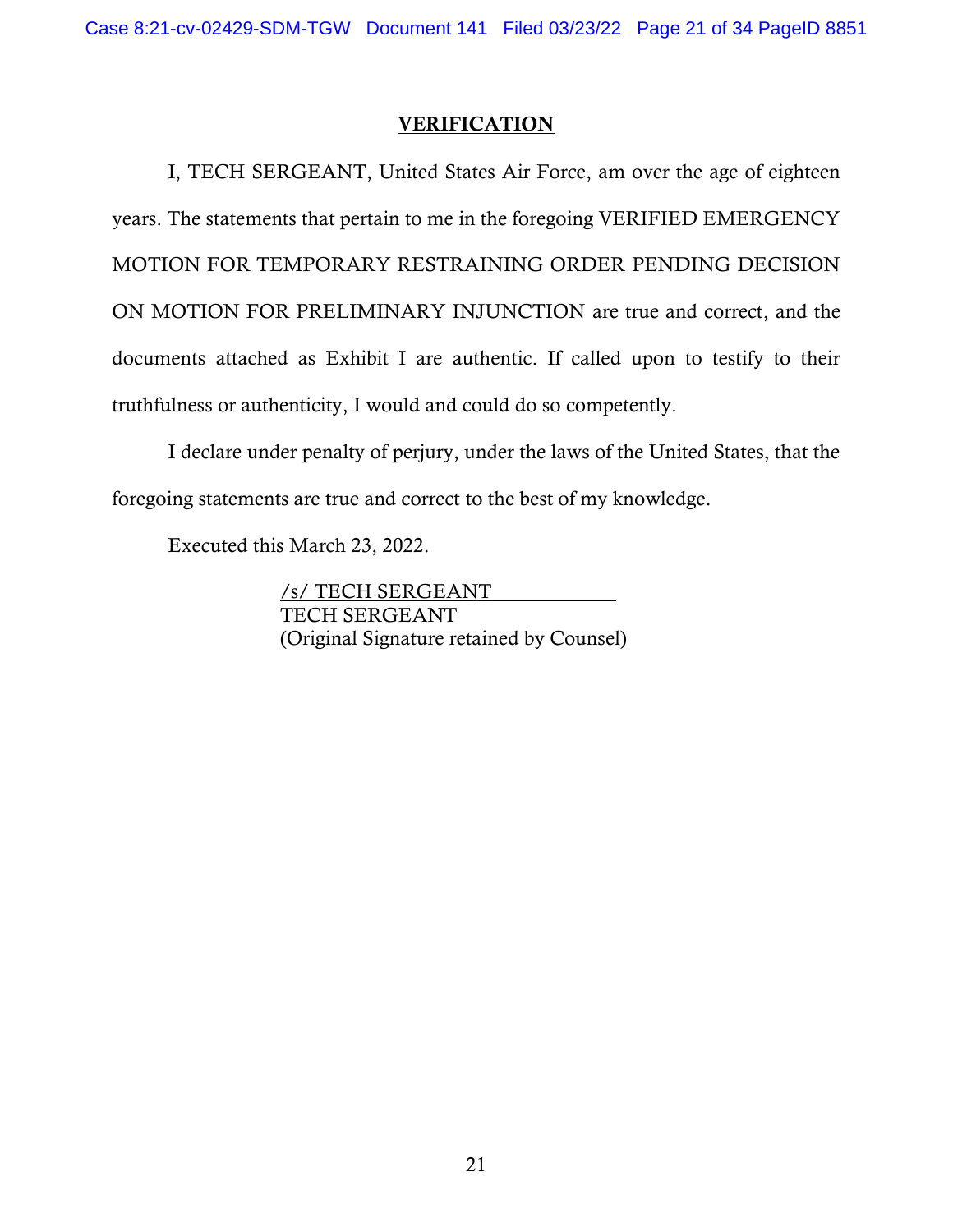# VERIFICATION

I, TECH SERGEANT, United States Air Force, am over the age of eighteen years. The statements that pertain to me in the foregoing VERIFIED EMERGENCY MOTION FOR TEMPORARY RESTRAINING ORDER PENDING DECISION ON MOTION FOR PRELIMINARY INJUNCTION are true and correct, and the documents attached as Exhibit I are authentic. If called upon to testify to their truthfulness or authenticity, I would and could do so competently.

I declare under penalty of perjury, under the laws of the United States, that the foregoing statements are true and correct to the best of my knowledge.

Executed this March 23, 2022.

/s/ TECH SERGEANT
TECH SERGEANT
(Original Signature retained by Counsel)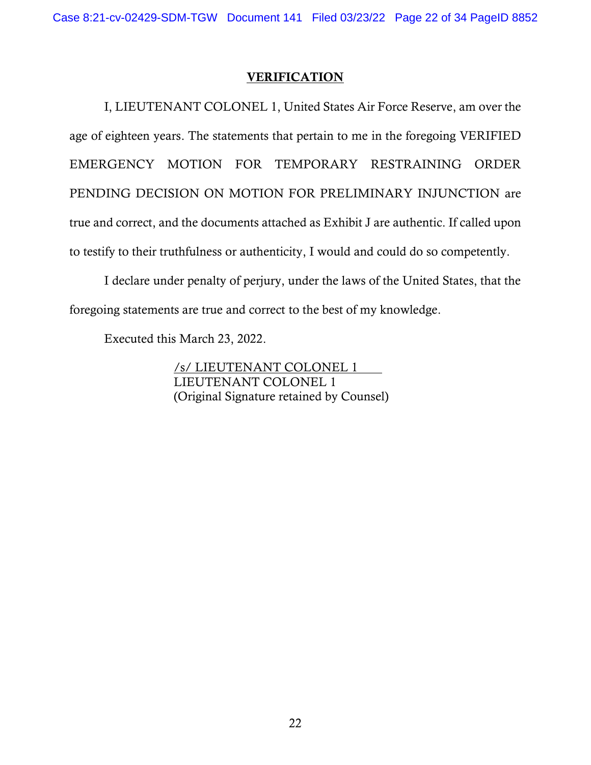## VERIFICATION

I, LIEUTENANT COLONEL 1, United States Air Force Reserve, am over the age of eighteen years. The statements that pertain to me in the foregoing VERIFIED EMERGENCY MOTION FOR TEMPORARY RESTRAINING ORDER PENDING DECISION ON MOTION FOR PRELIMINARY INJUNCTION are true and correct, and the documents attached as Exhibit J are authentic. If called upon to testify to their truthfulness or authenticity, I would and could do so competently.

I declare under penalty of perjury, under the laws of the United States, that the foregoing statements are true and correct to the best of my knowledge.

Executed this March 23, 2022.

/s/ LIEUTENANT COLONEL 1
LIEUTENANT COLONEL 1
(Original Signature retained by Counsel)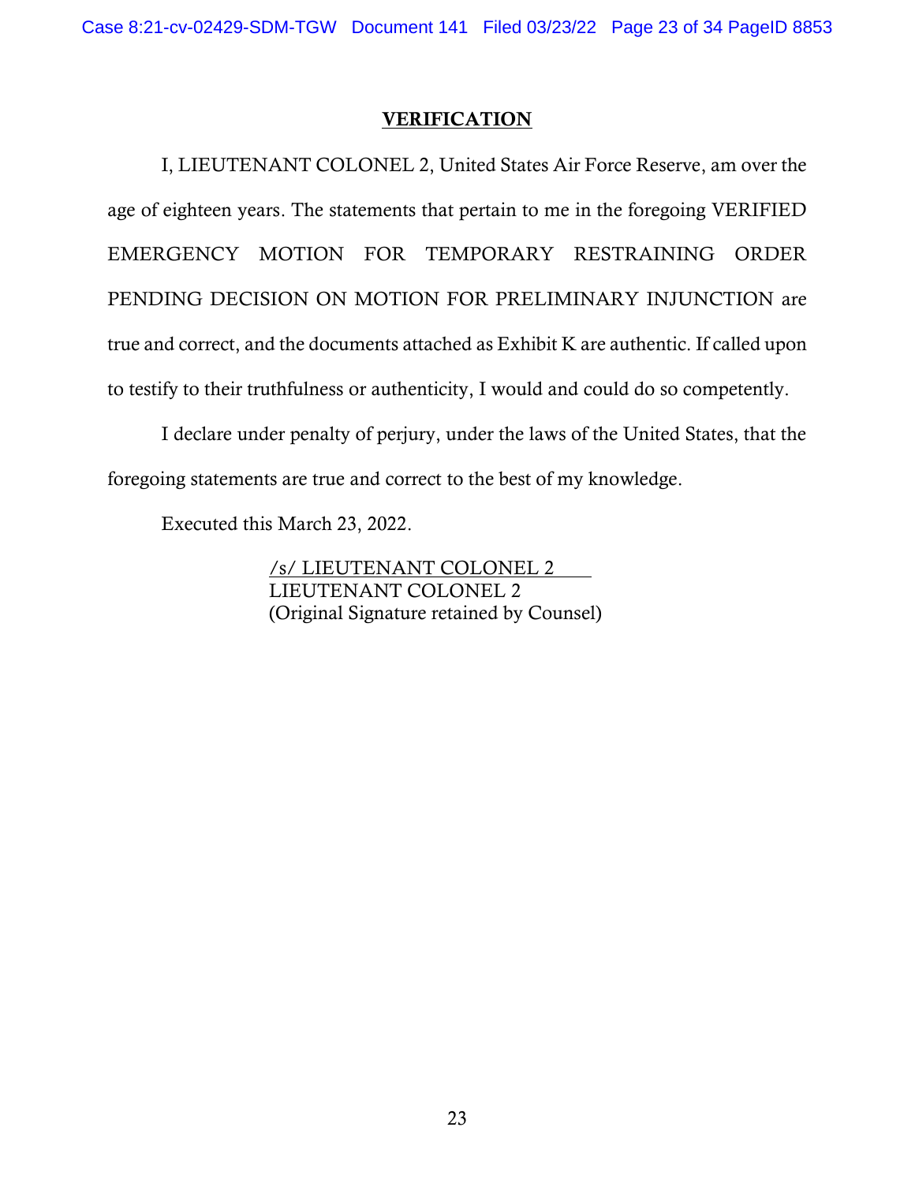# VERIFICATION

I, LIEUTENANT COLONEL 2, United States Air Force Reserve, am over the age of eighteen years. The statements that pertain to me in the foregoing VERIFIED EMERGENCY MOTION FOR TEMPORARY RESTRAINING ORDER PENDING DECISION ON MOTION FOR PRELIMINARY INJUNCTION are true and correct, and the documents attached as Exhibit K are authentic. If called upon to testify to their truthfulness or authenticity, I would and could do so competently.

I declare under penalty of perjury, under the laws of the United States, that the foregoing statements are true and correct to the best of my knowledge.

Executed this March 23, 2022.

/s/ LIEUTENANT COLONEL 2
LIEUTENANT COLONEL 2
(Original Signature retained by Counsel)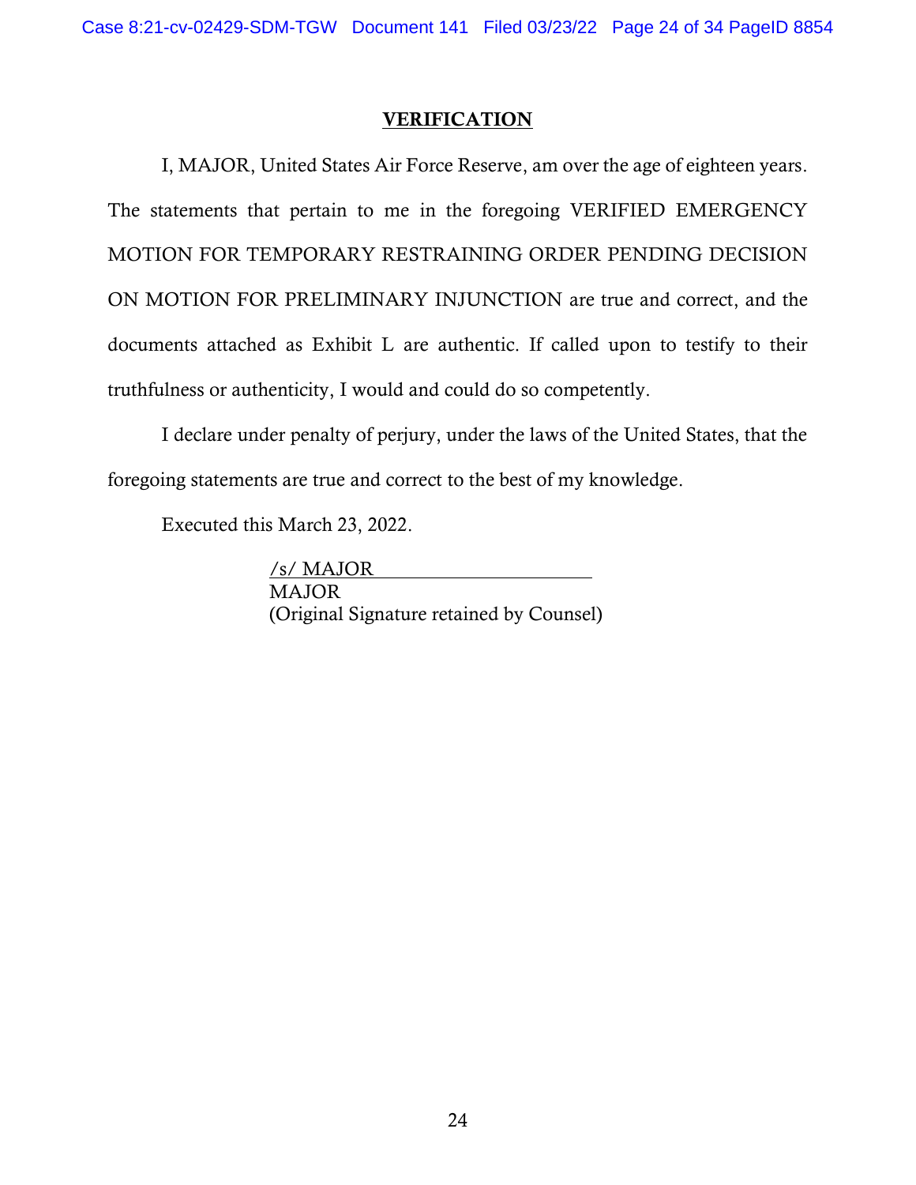## VERIFICATION

I, MAJOR, United States Air Force Reserve, am over the age of eighteen years. The statements that pertain to me in the foregoing VERIFIED EMERGENCY MOTION FOR TEMPORARY RESTRAINING ORDER PENDING DECISION ON MOTION FOR PRELIMINARY INJUNCTION are true and correct, and the documents attached as Exhibit L are authentic. If called upon to testify to their truthfulness or authenticity, I would and could do so competently.

I declare under penalty of perjury, under the laws of the United States, that the foregoing statements are true and correct to the best of my knowledge.

Executed this March 23, 2022.

/s/ MAJOR
MAJOR
(Original Signature retained by Counsel)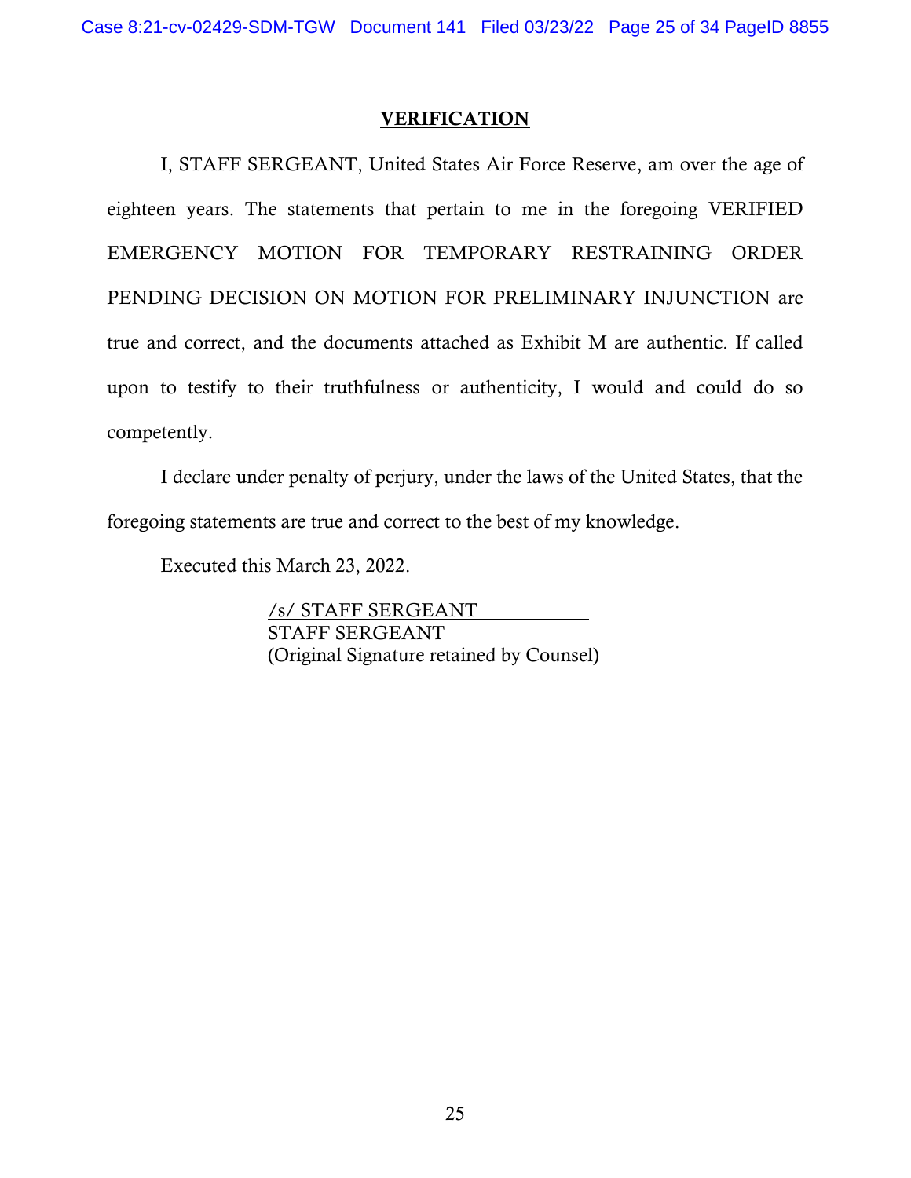## VERIFICATION

I, STAFF SERGEANT, United States Air Force Reserve, am over the age of eighteen years. The statements that pertain to me in the foregoing VERIFIED EMERGENCY MOTION FOR TEMPORARY RESTRAINING ORDER PENDING DECISION ON MOTION FOR PRELIMINARY INJUNCTION are true and correct, and the documents attached as Exhibit M are authentic. If called upon to testify to their truthfulness or authenticity, I would and could do so competently.

I declare under penalty of perjury, under the laws of the United States, that the foregoing statements are true and correct to the best of my knowledge.

Executed this March 23, 2022.

/s/ STAFF SERGEANT
STAFF SERGEANT
(Original Signature retained by Counsel)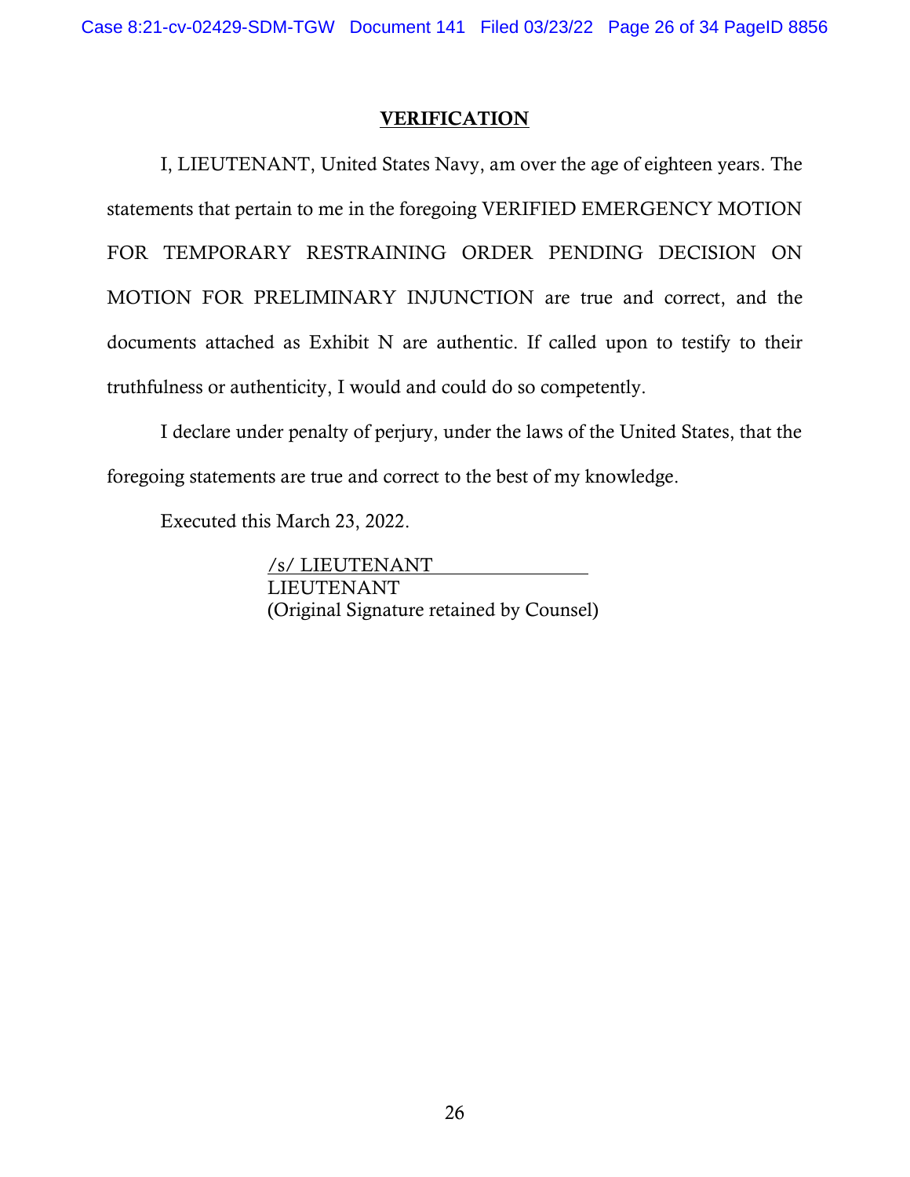## VERIFICATION

I, LIEUTENANT, United States Navy, am over the age of eighteen years. The statements that pertain to me in the foregoing VERIFIED EMERGENCY MOTION FOR TEMPORARY RESTRAINING ORDER PENDING DECISION ON MOTION FOR PRELIMINARY INJUNCTION are true and correct, and the documents attached as Exhibit N are authentic. If called upon to testify to their truthfulness or authenticity, I would and could do so competently.

I declare under penalty of perjury, under the laws of the United States, that the foregoing statements are true and correct to the best of my knowledge.

Executed this March 23, 2022.

/s/ LIEUTENANT  
LIEUTENANT  
(Original Signature retained by Counsel)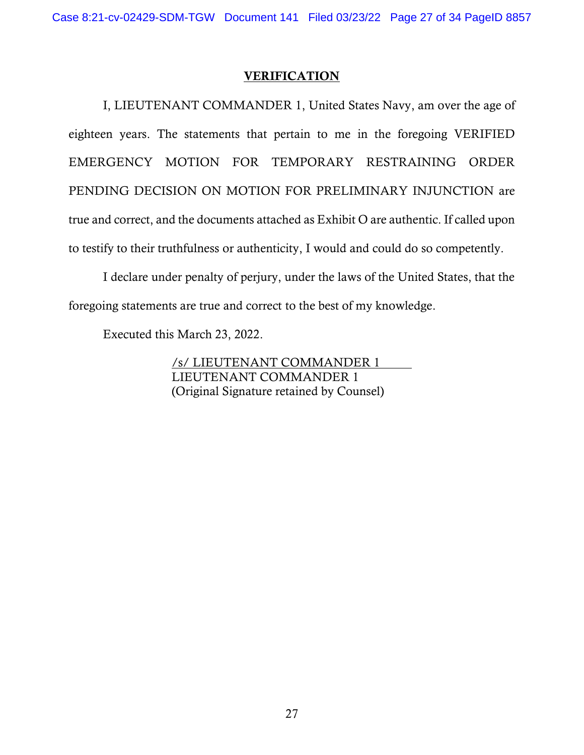## VERIFICATION

I, LIEUTENANT COMMANDER 1, United States Navy, am over the age of eighteen years. The statements that pertain to me in the foregoing VERIFIED EMERGENCY MOTION FOR TEMPORARY RESTRAINING ORDER PENDING DECISION ON MOTION FOR PRELIMINARY INJUNCTION are true and correct, and the documents attached as Exhibit O are authentic. If called upon to testify to their truthfulness or authenticity, I would and could do so competently.

I declare under penalty of perjury, under the laws of the United States, that the foregoing statements are true and correct to the best of my knowledge.

Executed this March 23, 2022.

/s/ LIEUTENANT COMMANDER 1
LIEUTENANT COMMANDER 1
(Original Signature retained by Counsel)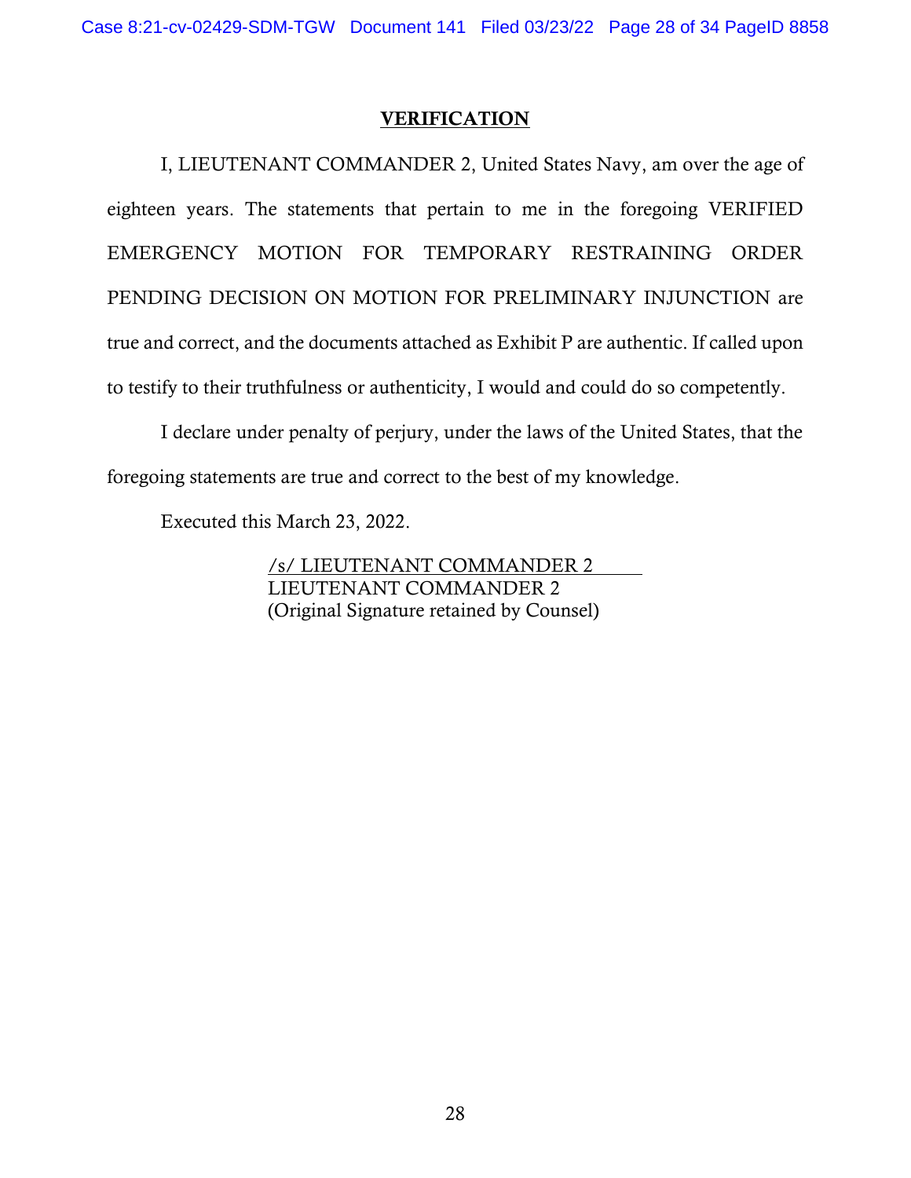## VERIFICATION

I, LIEUTENANT COMMANDER 2, United States Navy, am over the age of eighteen years. The statements that pertain to me in the foregoing VERIFIED EMERGENCY MOTION FOR TEMPORARY RESTRAINING ORDER PENDING DECISION ON MOTION FOR PRELIMINARY INJUNCTION are true and correct, and the documents attached as Exhibit P are authentic. If called upon to testify to their truthfulness or authenticity, I would and could do so competently.

I declare under penalty of perjury, under the laws of the United States, that the foregoing statements are true and correct to the best of my knowledge.

Executed this March 23, 2022.

/s/ LIEUTENANT COMMANDER 2
LIEUTENANT COMMANDER 2
(Original Signature retained by Counsel)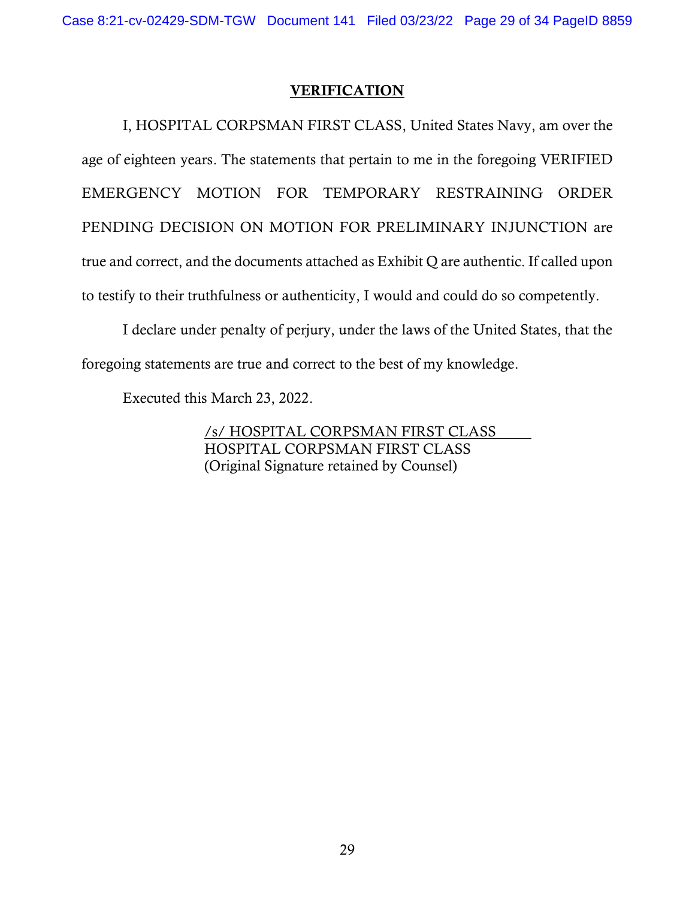## VERIFICATION

I, HOSPITAL CORPSMAN FIRST CLASS, United States Navy, am over the age of eighteen years. The statements that pertain to me in the foregoing VERIFIED EMERGENCY MOTION FOR TEMPORARY RESTRAINING ORDER PENDING DECISION ON MOTION FOR PRELIMINARY INJUNCTION are true and correct, and the documents attached as Exhibit Q are authentic. If called upon to testify to their truthfulness or authenticity, I would and could do so competently.

I declare under penalty of perjury, under the laws of the United States, that the foregoing statements are true and correct to the best of my knowledge.

Executed this March 23, 2022.

/s/ HOSPITAL CORPSMAN FIRST CLASS
HOSPITAL CORPSMAN FIRST CLASS
(Original Signature retained by Counsel)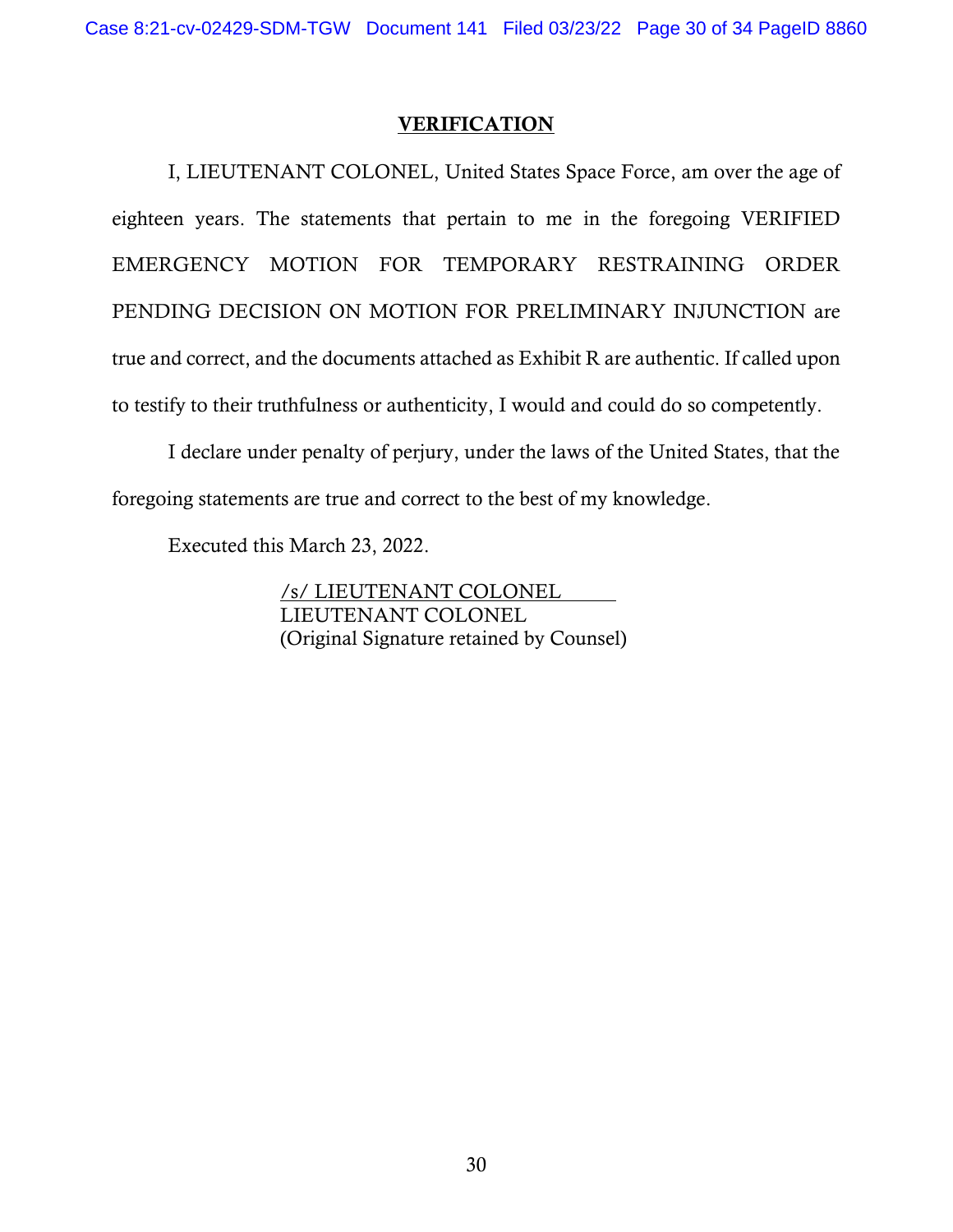## VERIFICATION

I, LIEUTENANT COLONEL, United States Space Force, am over the age of eighteen years. The statements that pertain to me in the foregoing VERIFIED EMERGENCY MOTION FOR TEMPORARY RESTRAINING ORDER PENDING DECISION ON MOTION FOR PRELIMINARY INJUNCTION are true and correct, and the documents attached as Exhibit R are authentic. If called upon to testify to their truthfulness or authenticity, I would and could do so competently.

I declare under penalty of perjury, under the laws of the United States, that the foregoing statements are true and correct to the best of my knowledge.

Executed this March 23, 2022.

/s/ LIEUTENANT COLONEL
LIEUTENANT COLONEL
(Original Signature retained by Counsel)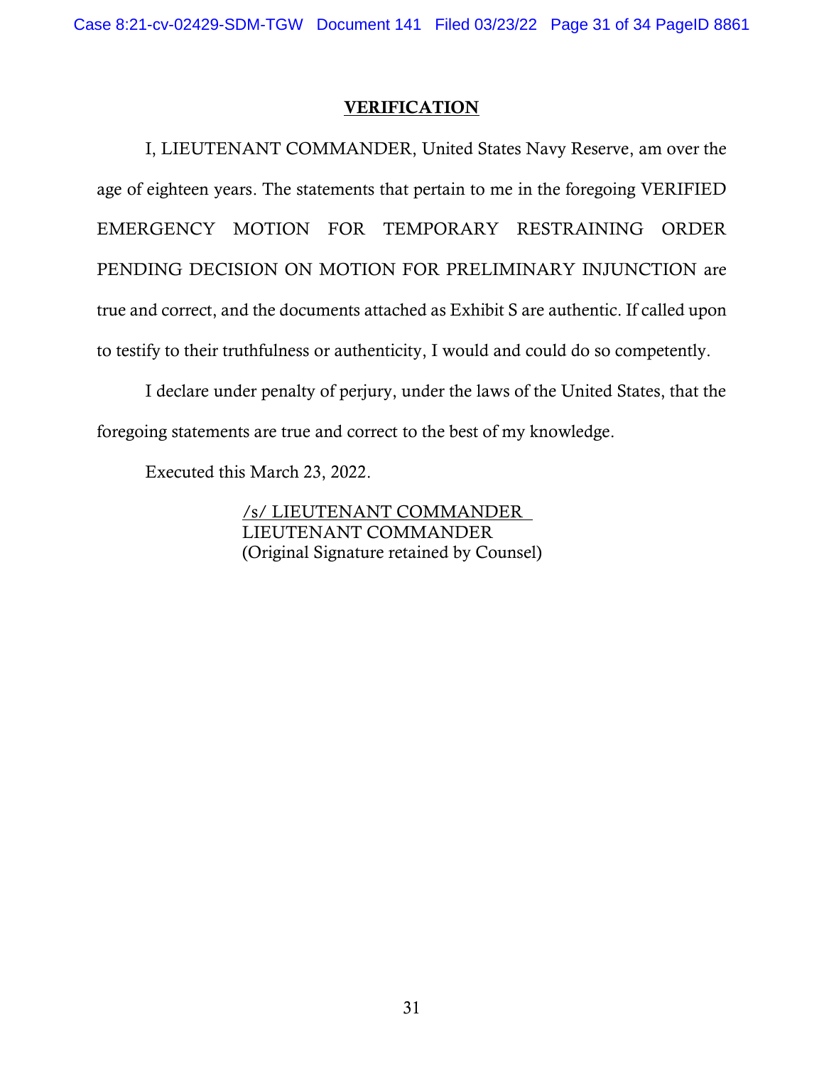## VERIFICATION

I, LIEUTENANT COMMANDER, United States Navy Reserve, am over the age of eighteen years. The statements that pertain to me in the foregoing VERIFIED EMERGENCY MOTION FOR TEMPORARY RESTRAINING ORDER PENDING DECISION ON MOTION FOR PRELIMINARY INJUNCTION are true and correct, and the documents attached as Exhibit S are authentic. If called upon to testify to their truthfulness or authenticity, I would and could do so competently.

I declare under penalty of perjury, under the laws of the United States, that the foregoing statements are true and correct to the best of my knowledge.

Executed this March 23, 2022.

/s/ LIEUTENANT COMMANDER
LIEUTENANT COMMANDER
(Original Signature retained by Counsel)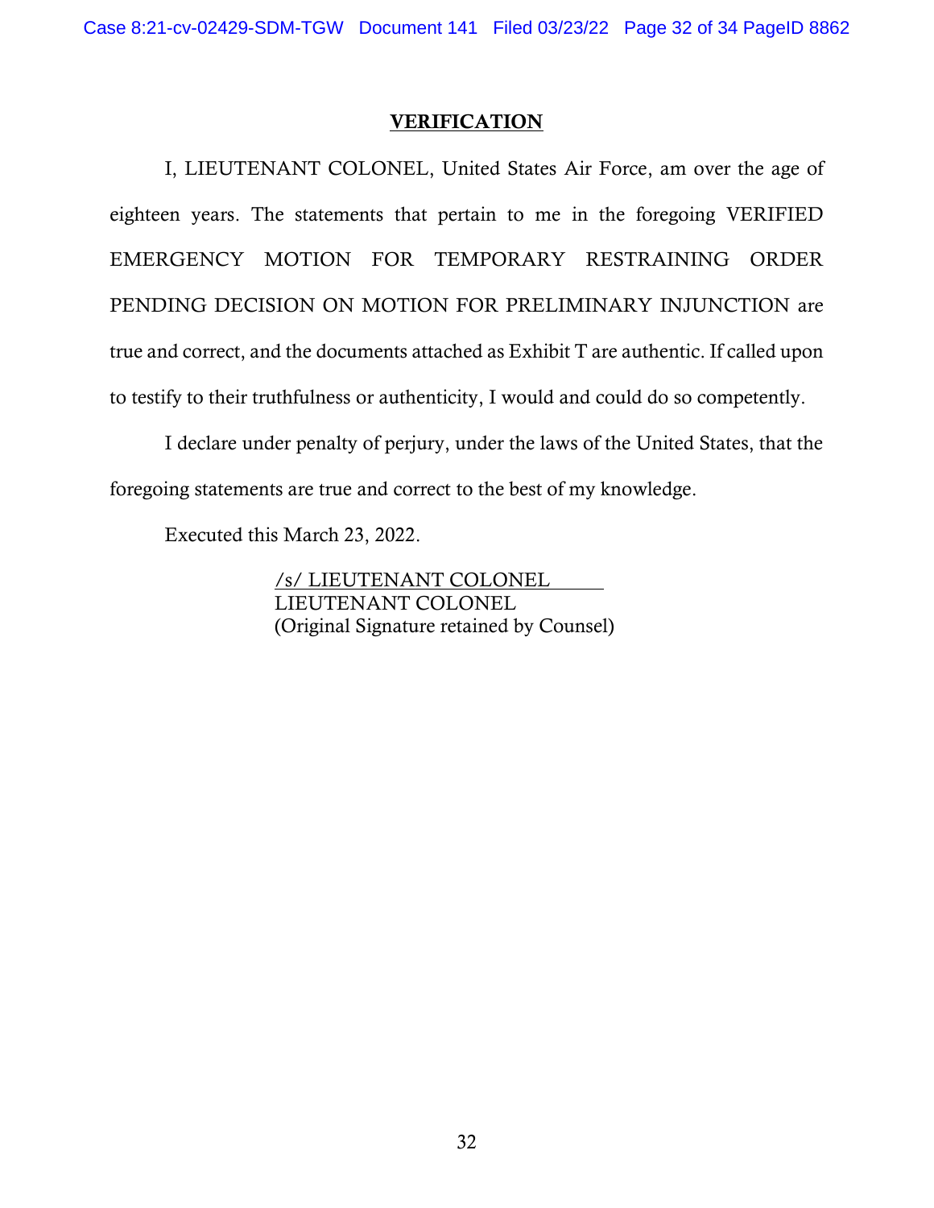## VERIFICATION

I, LIEUTENANT COLONEL, United States Air Force, am over the age of eighteen years. The statements that pertain to me in the foregoing VERIFIED EMERGENCY MOTION FOR TEMPORARY RESTRAINING ORDER PENDING DECISION ON MOTION FOR PRELIMINARY INJUNCTION are true and correct, and the documents attached as Exhibit T are authentic. If called upon to testify to their truthfulness or authenticity, I would and could do so competently.

I declare under penalty of perjury, under the laws of the United States, that the foregoing statements are true and correct to the best of my knowledge.

Executed this March 23, 2022.

/s/ LIEUTENANT COLONEL
LIEUTENANT COLONEL
(Original Signature retained by Counsel)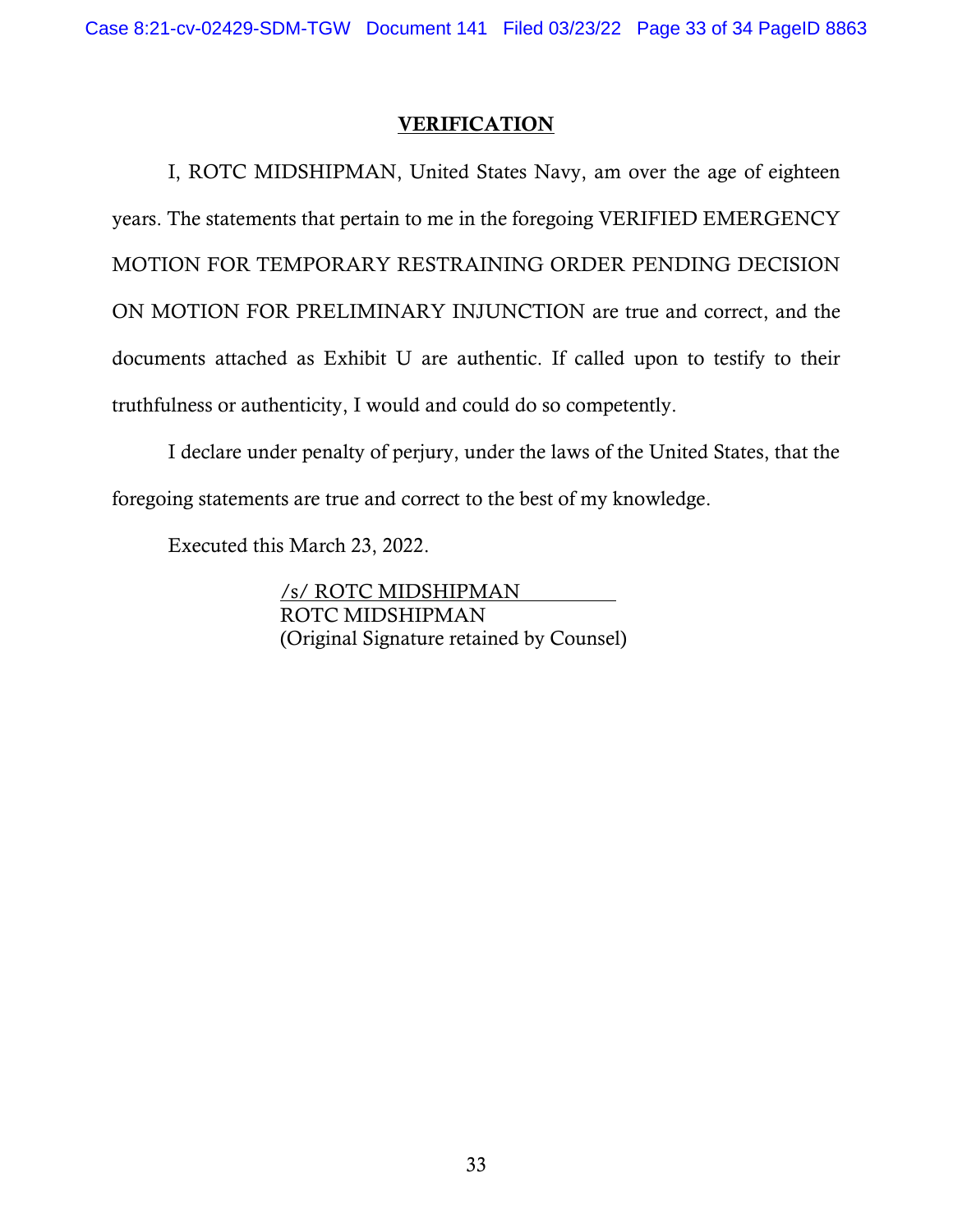**VERIFICATION**

I, ROTC MIDSHIPMAN, United States Navy, am over the age of eighteen years. The statements that pertain to me in the foregoing VERIFIED EMERGENCY MOTION FOR TEMPORARY RESTRAINING ORDER PENDING DECISION ON MOTION FOR PRELIMINARY INJUNCTION are true and correct, and the documents attached as Exhibit U are authentic. If called upon to testify to their truthfulness or authenticity, I would and could do so competently.

I declare under penalty of perjury, under the laws of the United States, that the foregoing statements are true and correct to the best of my knowledge.

Executed this March 23, 2022.

/s/ ROTC MIDSHIPMAN
ROTC MIDSHIPMAN
(Original Signature retained by Counsel)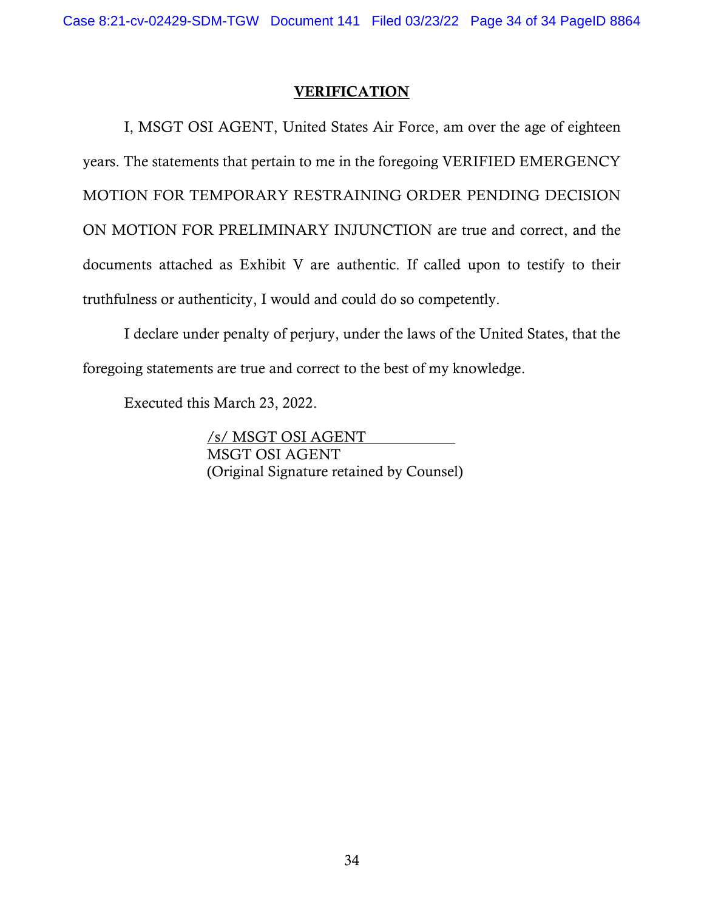**VERIFICATION**

I, MSGT OSI AGENT, United States Air Force, am over the age of eighteen years. The statements that pertain to me in the foregoing VERIFIED EMERGENCY MOTION FOR TEMPORARY RESTRAINING ORDER PENDING DECISION ON MOTION FOR PRELIMINARY INJUNCTION are true and correct, and the documents attached as Exhibit V are authentic. If called upon to testify to their truthfulness or authenticity, I would and could do so competently.

I declare under penalty of perjury, under the laws of the United States, that the foregoing statements are true and correct to the best of my knowledge.

Executed this March 23, 2022.

/s/ MSGT OSI AGENT
MSGT OSI AGENT
(Original Signature retained by Counsel)